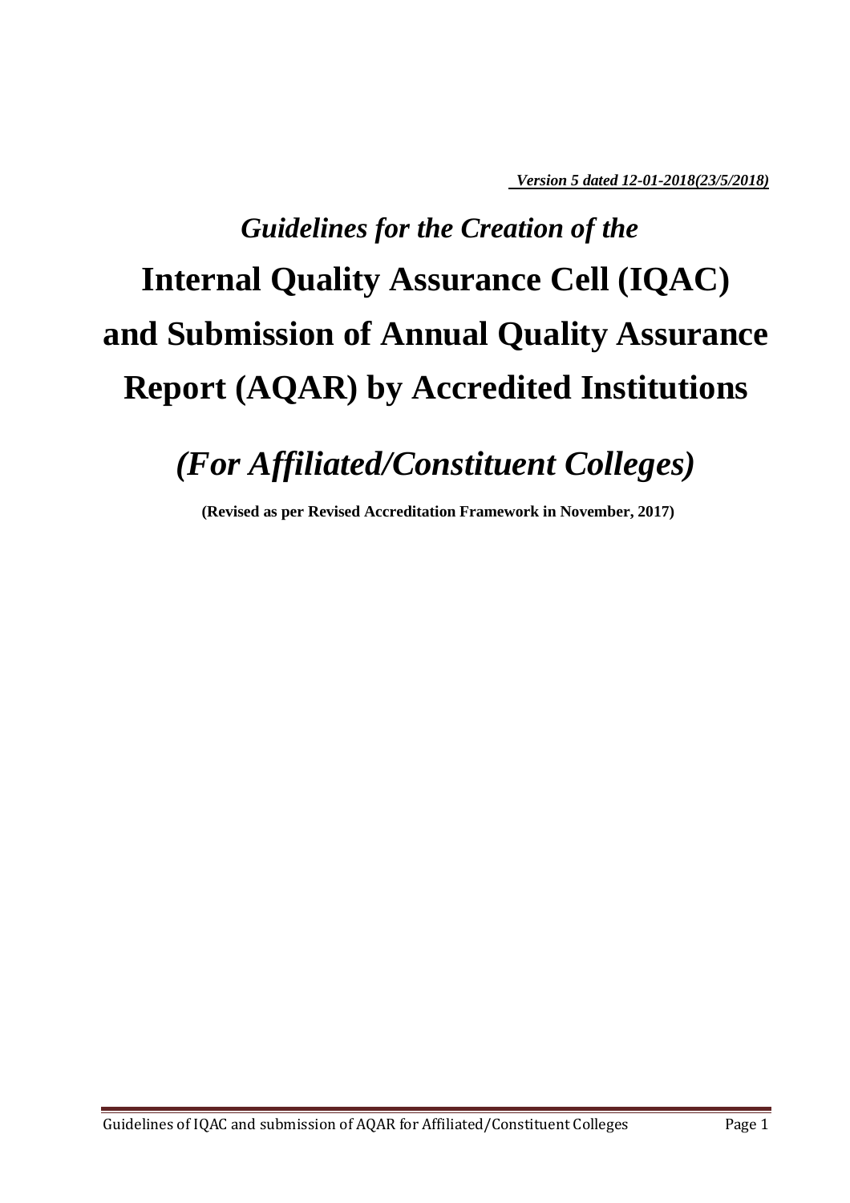***Version 5 dated 12-01-2018(23/5/2018)***

# *Guidelines for the Creation of the*
# Internal Quality Assurance Cell (IQAC) and Submission of Annual Quality Assurance Report (AQAR) by Accredited Institutions

## *(For Affiliated/Constituent Colleges)*

**(Revised as per Revised Accreditation Framework in November, 2017)**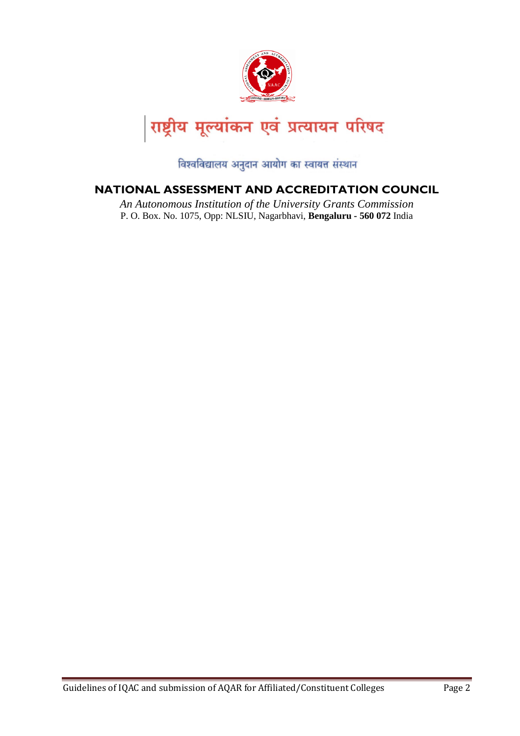# राष्ट्रीय मूल्यांकन एवं प्रत्यायन परिषद

विश्वविद्यालय अनुदान आयोग का स्वायत्त संस्थान

## NATIONAL ASSESSMENT AND ACCREDITATION COUNCIL

*An Autonomous Institution of the University Grants Commission*

P. O. Box. No. 1075, Opp: NLSIU, Nagarbhavi, **Bengaluru - 560 072** India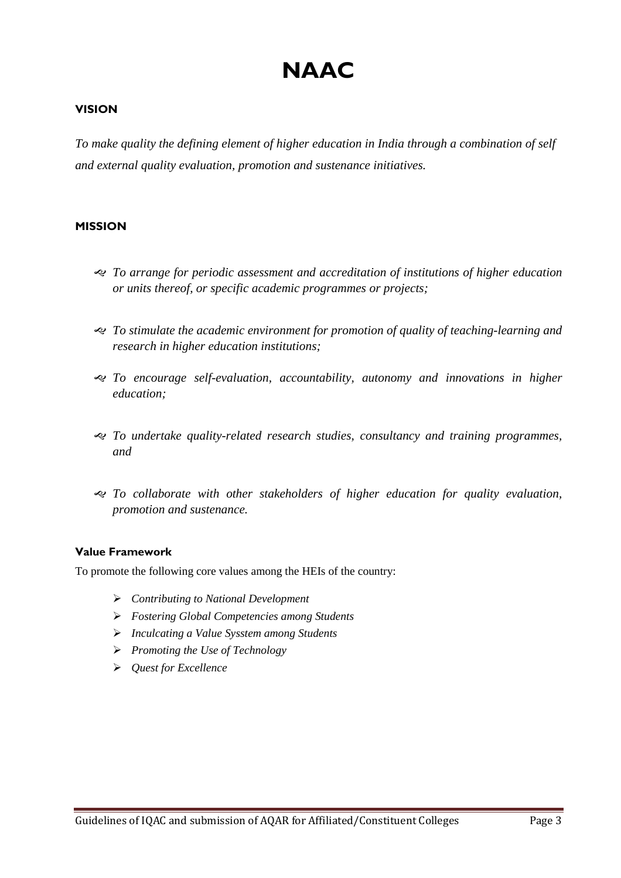# NAAC

## VISION

*To make quality the defining element of higher education in India through a combination of self and external quality evaluation, promotion and sustenance initiatives.*

## MISSION

- *To arrange for periodic assessment and accreditation of institutions of higher education or units thereof, or specific academic programmes or projects;*
- *To stimulate the academic environment for promotion of quality of teaching-learning and research in higher education institutions;*
- *To encourage self-evaluation, accountability, autonomy and innovations in higher education;*
- *To undertake quality-related research studies, consultancy and training programmes, and*
- *To collaborate with other stakeholders of higher education for quality evaluation, promotion and sustenance.*

### Value Framework

To promote the following core values among the HEIs of the country:

- *Contributing to National Development*
- *Fostering Global Competencies among Students*
- *Inculcating a Value Sysstem among Students*
- *Promoting the Use of Technology*
- *Quest for Excellence*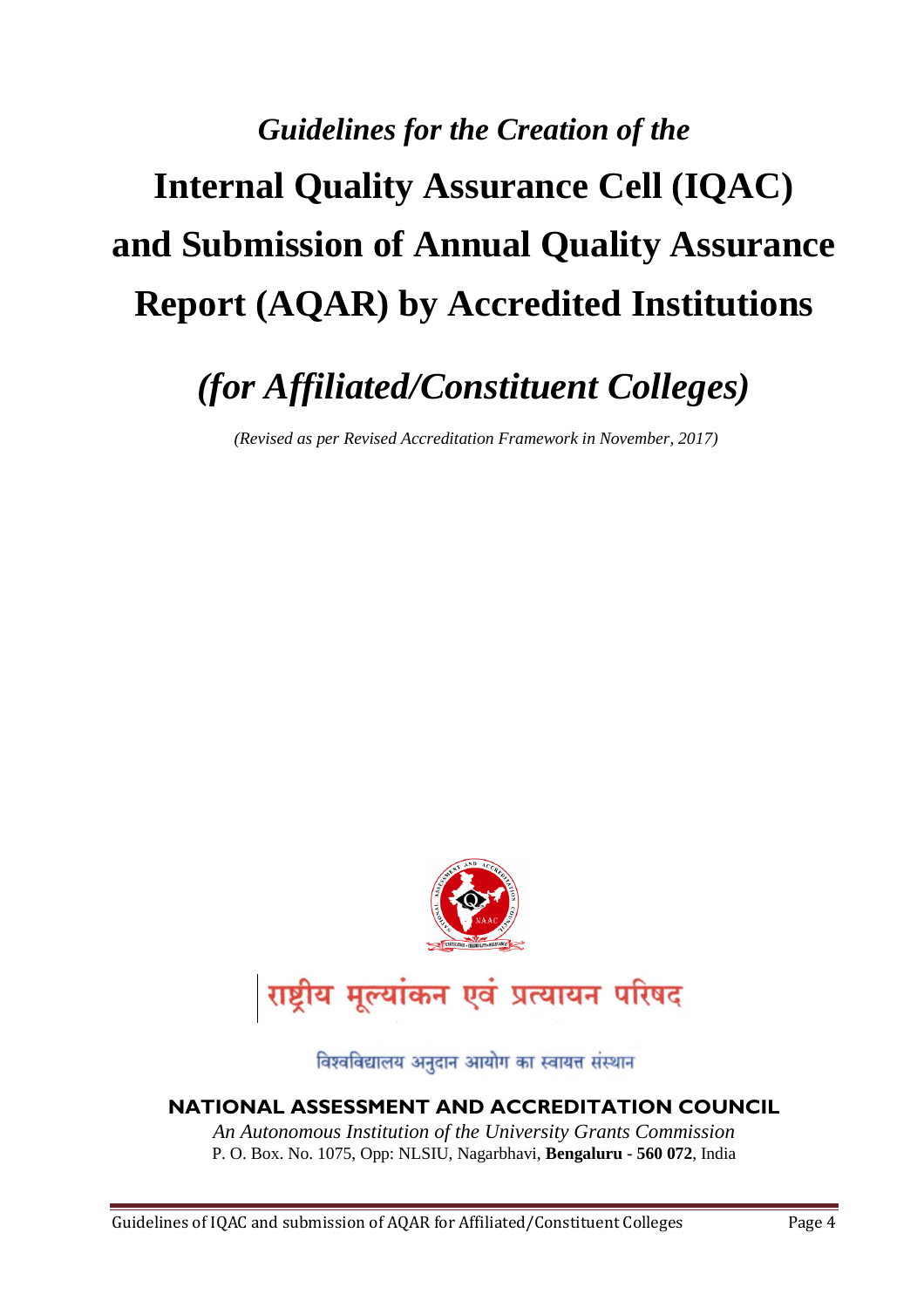*Guidelines for the Creation of the*

# Internal Quality Assurance Cell (IQAC) and Submission of Annual Quality Assurance Report (AQAR) by Accredited Institutions

## *(for Affiliated/Constituent Colleges)*

*(Revised as per Revised Accreditation Framework in November, 2017)*

राष्ट्रीय मूल्यांकन एवं प्रत्यायन परिषद

विश्वविद्यालय अनुदान आयोग का स्वायत्त संस्थान

**NATIONAL ASSESSMENT AND ACCREDITATION COUNCIL**

*An Autonomous Institution of the University Grants Commission*

P. O. Box. No. 1075, Opp: NLSIU, Nagarbhavi, **Bengaluru - 560 072**, India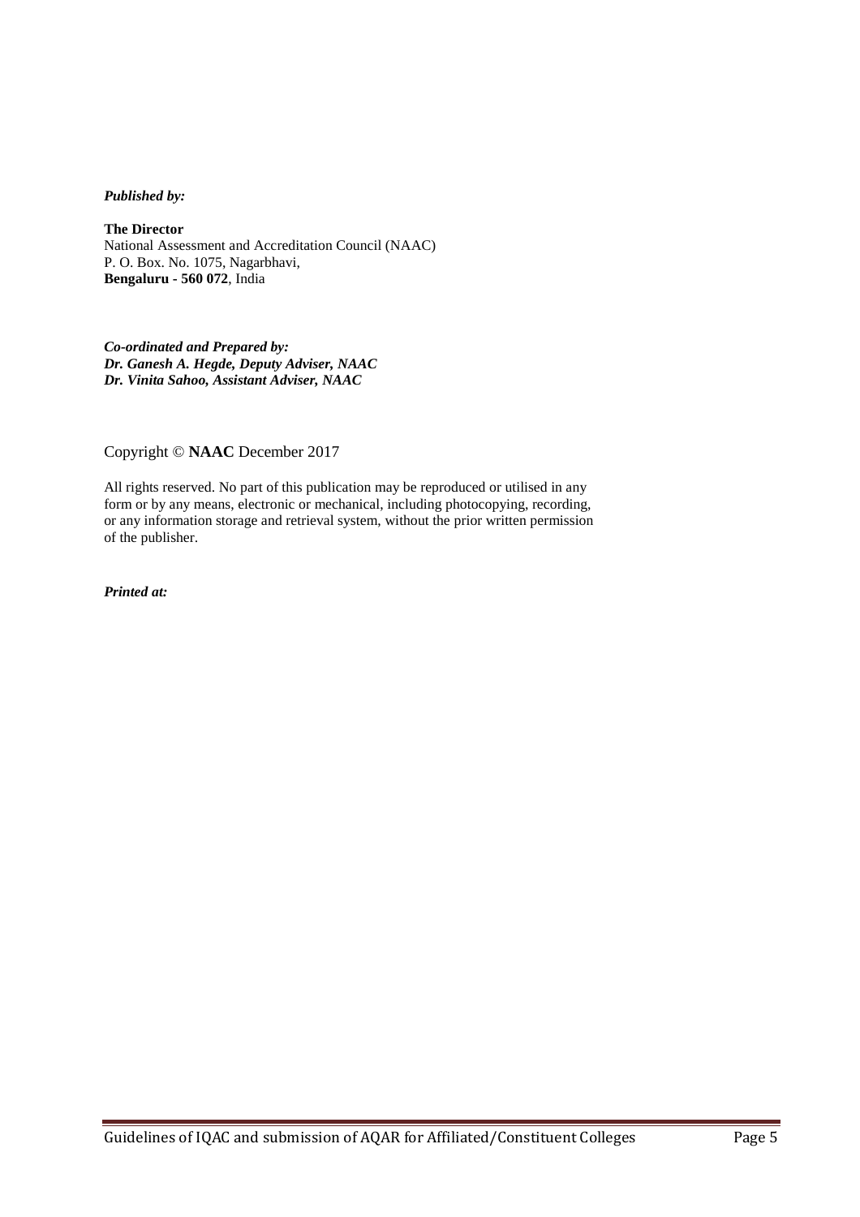***Published by:***

**The Director**
National Assessment and Accreditation Council (NAAC)
P. O. Box. No. 1075, Nagarbhavi,
**Bengaluru - 560 072**, India

***Co-ordinated and Prepared by:***
***Dr. Ganesh A. Hegde, Deputy Adviser, NAAC***
***Dr. Vinita Sahoo, Assistant Adviser, NAAC***

Copyright © **NAAC** December 2017

All rights reserved. No part of this publication may be reproduced or utilised in any form or by any means, electronic or mechanical, including photocopying, recording, or any information storage and retrieval system, without the prior written permission of the publisher.

***Printed at:***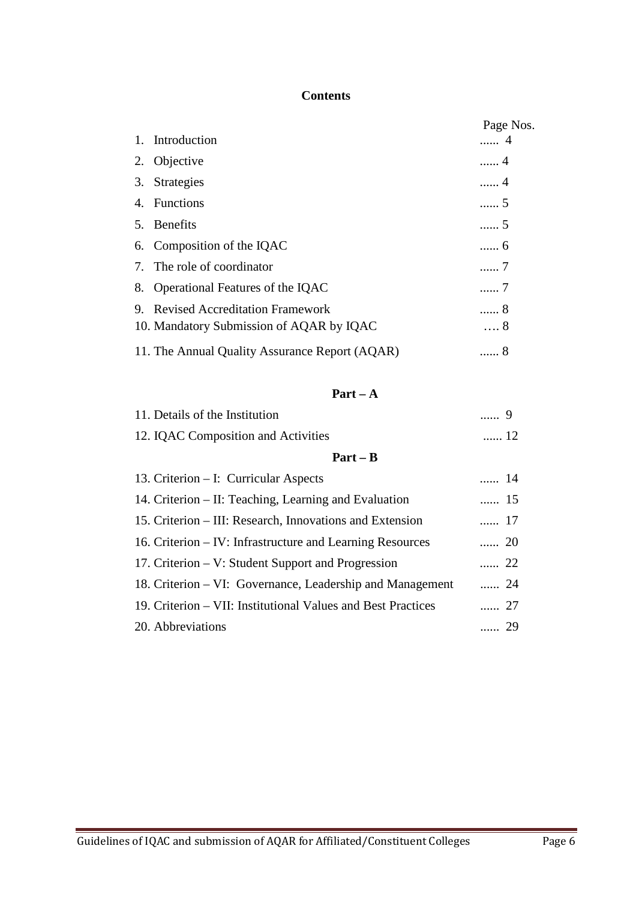## Contents

| | Page Nos. |
|---|---|
| 1. Introduction | ...... 4 |
| 2. Objective | ...... 4 |
| 3. Strategies | ...... 4 |
| 4. Functions | ...... 5 |
| 5. Benefits | ...... 5 |
| 6. Composition of the IQAC | ...... 6 |
| 7. The role of coordinator | ...... 7 |
| 8. Operational Features of the IQAC | ...... 7 |
| 9. Revised Accreditation Framework | ...... 8 |
| 10. Mandatory Submission of AQAR by IQAC | .... 8 |
| 11. The Annual Quality Assurance Report (AQAR) | ...... 8 |

**Part – A**

| | |
|---|---|
| 11. Details of the Institution | ...... 9 |
| 12. IQAC Composition and Activities | ...... 12 |

**Part – B**

| | |
|---|---|
| 13. Criterion – I: Curricular Aspects | ...... 14 |
| 14. Criterion – II: Teaching, Learning and Evaluation | ...... 15 |
| 15. Criterion – III: Research, Innovations and Extension | ...... 17 |
| 16. Criterion – IV: Infrastructure and Learning Resources | ...... 20 |
| 17. Criterion – V: Student Support and Progression | ...... 22 |
| 18. Criterion – VI: Governance, Leadership and Management | ...... 24 |
| 19. Criterion – VII: Institutional Values and Best Practices | ...... 27 |
| 20. Abbreviations | ...... 29 |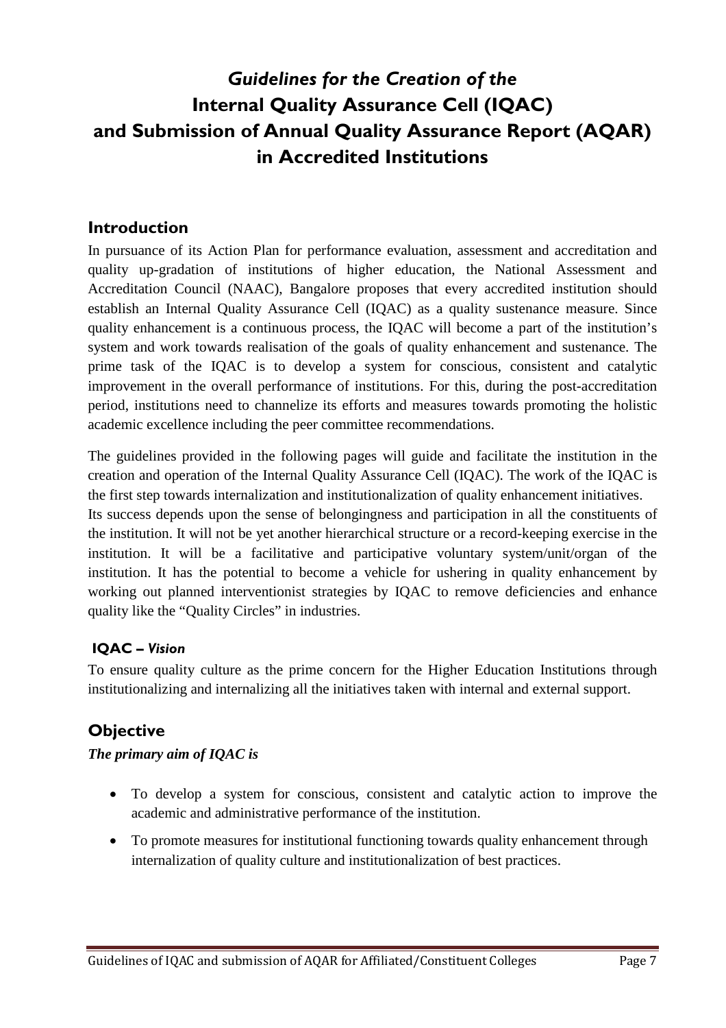# *Guidelines for the Creation of the* Internal Quality Assurance Cell (IQAC) and Submission of Annual Quality Assurance Report (AQAR) in Accredited Institutions

## Introduction

In pursuance of its Action Plan for performance evaluation, assessment and accreditation and quality up-gradation of institutions of higher education, the National Assessment and Accreditation Council (NAAC), Bangalore proposes that every accredited institution should establish an Internal Quality Assurance Cell (IQAC) as a quality sustenance measure. Since quality enhancement is a continuous process, the IQAC will become a part of the institution's system and work towards realisation of the goals of quality enhancement and sustenance. The prime task of the IQAC is to develop a system for conscious, consistent and catalytic improvement in the overall performance of institutions. For this, during the post-accreditation period, institutions need to channelize its efforts and measures towards promoting the holistic academic excellence including the peer committee recommendations.

The guidelines provided in the following pages will guide and facilitate the institution in the creation and operation of the Internal Quality Assurance Cell (IQAC). The work of the IQAC is the first step towards internalization and institutionalization of quality enhancement initiatives.
Its success depends upon the sense of belongingness and participation in all the constituents of the institution. It will not be yet another hierarchical structure or a record-keeping exercise in the institution. It will be a facilitative and participative voluntary system/unit/organ of the institution. It has the potential to become a vehicle for ushering in quality enhancement by working out planned interventionist strategies by IQAC to remove deficiencies and enhance quality like the "Quality Circles" in industries.

### IQAC – *Vision*

To ensure quality culture as the prime concern for the Higher Education Institutions through institutionalizing and internalizing all the initiatives taken with internal and external support.

## Objective

***The primary aim of IQAC is***

- To develop a system for conscious, consistent and catalytic action to improve the academic and administrative performance of the institution.
- To promote measures for institutional functioning towards quality enhancement through internalization of quality culture and institutionalization of best practices.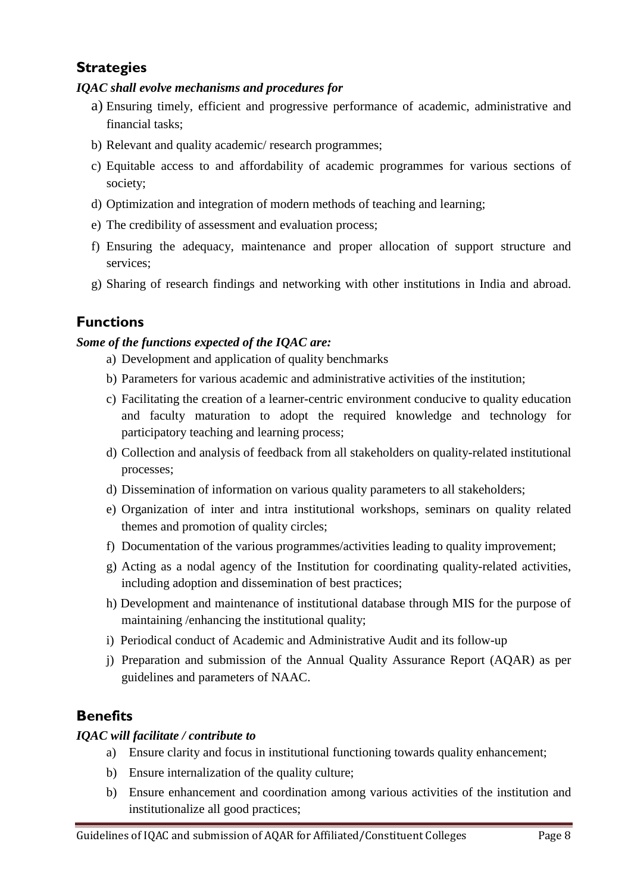## Strategies

***IQAC shall evolve mechanisms and procedures for***

a) Ensuring timely, efficient and progressive performance of academic, administrative and financial tasks;
b) Relevant and quality academic/ research programmes;
c) Equitable access to and affordability of academic programmes for various sections of society;
d) Optimization and integration of modern methods of teaching and learning;
e) The credibility of assessment and evaluation process;
f) Ensuring the adequacy, maintenance and proper allocation of support structure and services;
g) Sharing of research findings and networking with other institutions in India and abroad.

## Functions

***Some of the functions expected of the IQAC are:***

a) Development and application of quality benchmarks
b) Parameters for various academic and administrative activities of the institution;
c) Facilitating the creation of a learner-centric environment conducive to quality education and faculty maturation to adopt the required knowledge and technology for participatory teaching and learning process;
d) Collection and analysis of feedback from all stakeholders on quality-related institutional processes;
d) Dissemination of information on various quality parameters to all stakeholders;
e) Organization of inter and intra institutional workshops, seminars on quality related themes and promotion of quality circles;
f) Documentation of the various programmes/activities leading to quality improvement;
g) Acting as a nodal agency of the Institution for coordinating quality-related activities, including adoption and dissemination of best practices;
h) Development and maintenance of institutional database through MIS for the purpose of maintaining /enhancing the institutional quality;
i) Periodical conduct of Academic and Administrative Audit and its follow-up
j) Preparation and submission of the Annual Quality Assurance Report (AQAR) as per guidelines and parameters of NAAC.

## Benefits

***IQAC will facilitate / contribute to***

a) Ensure clarity and focus in institutional functioning towards quality enhancement;
b) Ensure internalization of the quality culture;
b) Ensure enhancement and coordination among various activities of the institution and institutionalize all good practices;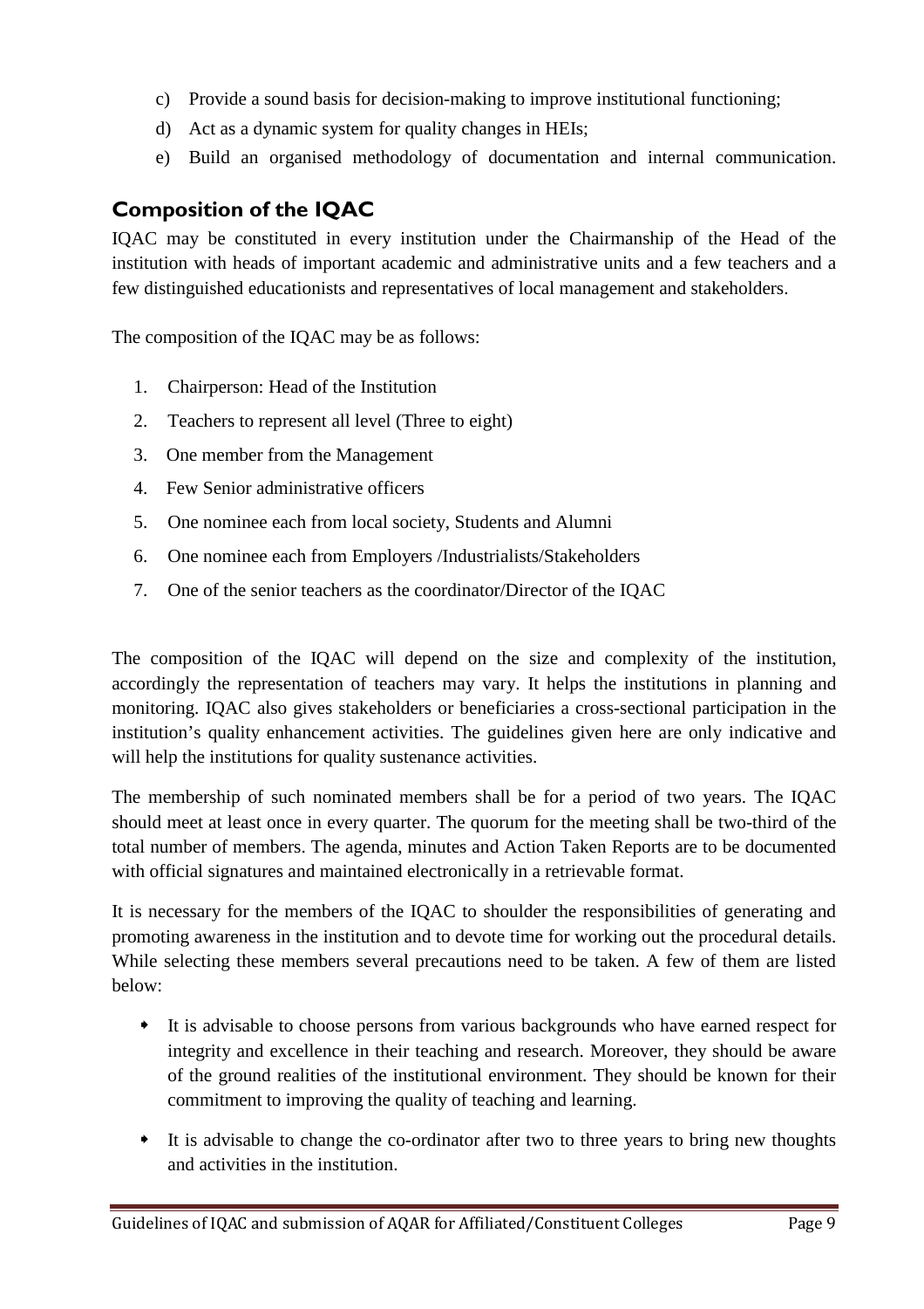c) Provide a sound basis for decision-making to improve institutional functioning;

d) Act as a dynamic system for quality changes in HEIs;

e) Build an organised methodology of documentation and internal communication.

## Composition of the IQAC

IQAC may be constituted in every institution under the Chairmanship of the Head of the institution with heads of important academic and administrative units and a few teachers and a few distinguished educationists and representatives of local management and stakeholders.

The composition of the IQAC may be as follows:

1. Chairperson: Head of the Institution
2. Teachers to represent all level (Three to eight)
3. One member from the Management
4. Few Senior administrative officers
5. One nominee each from local society, Students and Alumni
6. One nominee each from Employers /Industrialists/Stakeholders
7. One of the senior teachers as the coordinator/Director of the IQAC

The composition of the IQAC will depend on the size and complexity of the institution, accordingly the representation of teachers may vary. It helps the institutions in planning and monitoring. IQAC also gives stakeholders or beneficiaries a cross-sectional participation in the institution's quality enhancement activities. The guidelines given here are only indicative and will help the institutions for quality sustenance activities.

The membership of such nominated members shall be for a period of two years. The IQAC should meet at least once in every quarter. The quorum for the meeting shall be two-third of the total number of members. The agenda, minutes and Action Taken Reports are to be documented with official signatures and maintained electronically in a retrievable format.

It is necessary for the members of the IQAC to shoulder the responsibilities of generating and promoting awareness in the institution and to devote time for working out the procedural details. While selecting these members several precautions need to be taken. A few of them are listed below:

- It is advisable to choose persons from various backgrounds who have earned respect for integrity and excellence in their teaching and research. Moreover, they should be aware of the ground realities of the institutional environment. They should be known for their commitment to improving the quality of teaching and learning.

- It is advisable to change the co-ordinator after two to three years to bring new thoughts and activities in the institution.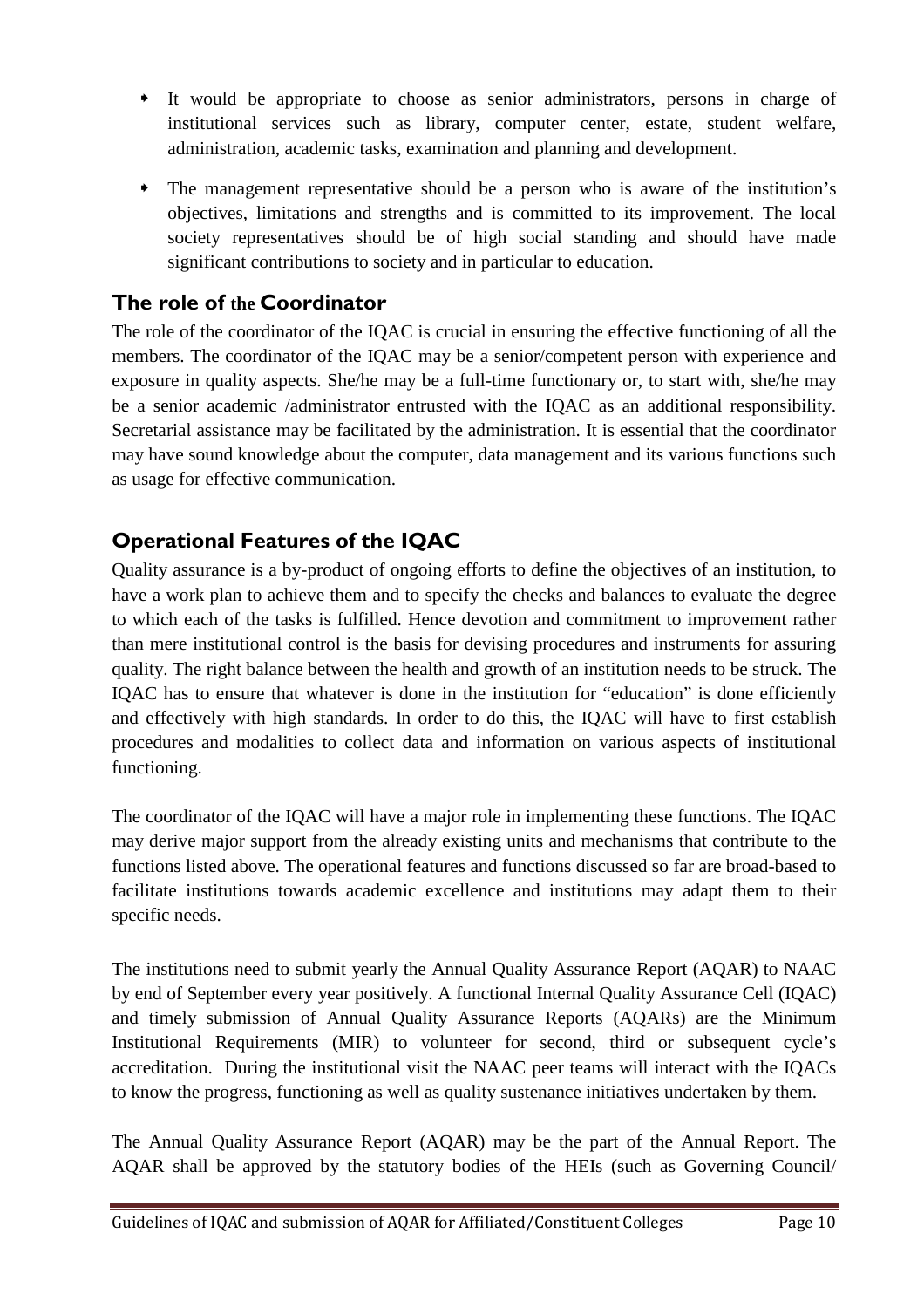- It would be appropriate to choose as senior administrators, persons in charge of institutional services such as library, computer center, estate, student welfare, administration, academic tasks, examination and planning and development.
- The management representative should be a person who is aware of the institution's objectives, limitations and strengths and is committed to its improvement. The local society representatives should be of high social standing and should have made significant contributions to society and in particular to education.

## The role of the Coordinator

The role of the coordinator of the IQAC is crucial in ensuring the effective functioning of all the members. The coordinator of the IQAC may be a senior/competent person with experience and exposure in quality aspects. She/he may be a full-time functionary or, to start with, she/he may be a senior academic /administrator entrusted with the IQAC as an additional responsibility. Secretarial assistance may be facilitated by the administration. It is essential that the coordinator may have sound knowledge about the computer, data management and its various functions such as usage for effective communication.

## Operational Features of the IQAC

Quality assurance is a by-product of ongoing efforts to define the objectives of an institution, to have a work plan to achieve them and to specify the checks and balances to evaluate the degree to which each of the tasks is fulfilled. Hence devotion and commitment to improvement rather than mere institutional control is the basis for devising procedures and instruments for assuring quality. The right balance between the health and growth of an institution needs to be struck. The IQAC has to ensure that whatever is done in the institution for "education" is done efficiently and effectively with high standards. In order to do this, the IQAC will have to first establish procedures and modalities to collect data and information on various aspects of institutional functioning.

The coordinator of the IQAC will have a major role in implementing these functions. The IQAC may derive major support from the already existing units and mechanisms that contribute to the functions listed above. The operational features and functions discussed so far are broad-based to facilitate institutions towards academic excellence and institutions may adapt them to their specific needs.

The institutions need to submit yearly the Annual Quality Assurance Report (AQAR) to NAAC by end of September every year positively. A functional Internal Quality Assurance Cell (IQAC) and timely submission of Annual Quality Assurance Reports (AQARs) are the Minimum Institutional Requirements (MIR) to volunteer for second, third or subsequent cycle's accreditation. During the institutional visit the NAAC peer teams will interact with the IQACs to know the progress, functioning as well as quality sustenance initiatives undertaken by them.

The Annual Quality Assurance Report (AQAR) may be the part of the Annual Report. The AQAR shall be approved by the statutory bodies of the HEIs (such as Governing Council/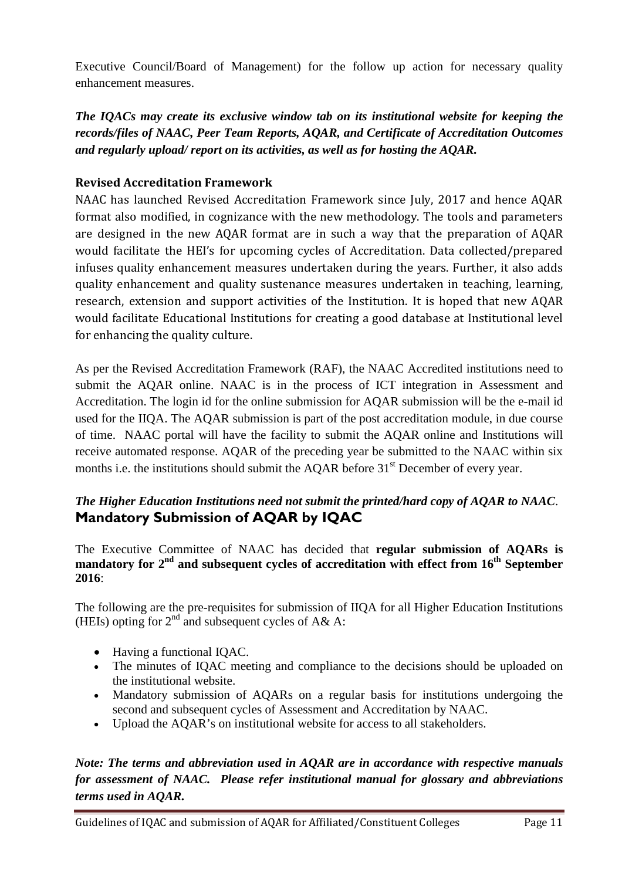Executive Council/Board of Management) for the follow up action for necessary quality enhancement measures.

***The IQACs may create its exclusive window tab on its institutional website for keeping the records/files of NAAC, Peer Team Reports, AQAR, and Certificate of Accreditation Outcomes and regularly upload/ report on its activities, as well as for hosting the AQAR.***

**Revised Accreditation Framework**

NAAC has launched Revised Accreditation Framework since July, 2017 and hence AQAR format also modified, in cognizance with the new methodology. The tools and parameters are designed in the new AQAR format are in such a way that the preparation of AQAR would facilitate the HEI's for upcoming cycles of Accreditation. Data collected/prepared infuses quality enhancement measures undertaken during the years. Further, it also adds quality enhancement and quality sustenance measures undertaken in teaching, learning, research, extension and support activities of the Institution. It is hoped that new AQAR would facilitate Educational Institutions for creating a good database at Institutional level for enhancing the quality culture.

As per the Revised Accreditation Framework (RAF), the NAAC Accredited institutions need to submit the AQAR online. NAAC is in the process of ICT integration in Assessment and Accreditation. The login id for the online submission for AQAR submission will be the e-mail id used for the IIQA. The AQAR submission is part of the post accreditation module, in due course of time. NAAC portal will have the facility to submit the AQAR online and Institutions will receive automated response. AQAR of the preceding year be submitted to the NAAC within six months i.e. the institutions should submit the AQAR before 31st December of every year.

***The Higher Education Institutions need not submit the printed/hard copy of AQAR to NAAC.***

## Mandatory Submission of AQAR by IQAC

The Executive Committee of NAAC has decided that **regular submission of AQARs is mandatory for 2nd and subsequent cycles of accreditation with effect from 16th September 2016**:

The following are the pre-requisites for submission of IIQA for all Higher Education Institutions (HEIs) opting for 2nd and subsequent cycles of A& A:

- Having a functional IQAC.
- The minutes of IQAC meeting and compliance to the decisions should be uploaded on the institutional website.
- Mandatory submission of AQARs on a regular basis for institutions undergoing the second and subsequent cycles of Assessment and Accreditation by NAAC.
- Upload the AQAR's on institutional website for access to all stakeholders.

***Note: The terms and abbreviation used in AQAR are in accordance with respective manuals for assessment of NAAC. Please refer institutional manual for glossary and abbreviations terms used in AQAR.***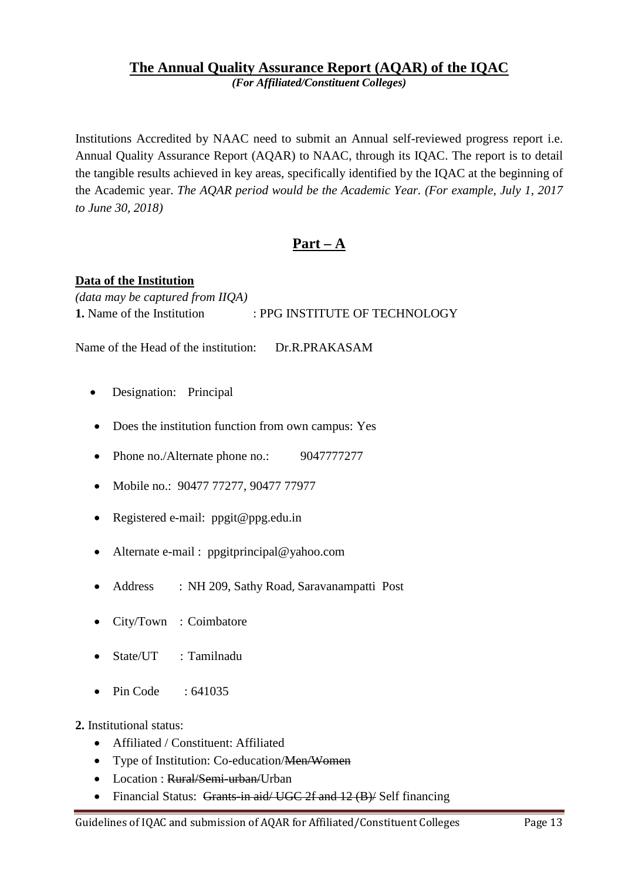# The Annual Quality Assurance Report (AQAR) of the IQAC

***(For Affiliated/Constituent Colleges)***

Institutions Accredited by NAAC need to submit an Annual self-reviewed progress report i.e. Annual Quality Assurance Report (AQAR) to NAAC, through its IQAC. The report is to detail the tangible results achieved in key areas, specifically identified by the IQAC at the beginning of the Academic year. *The AQAR period would be the Academic Year. (For example, July 1, 2017 to June 30, 2018)*

## Part – A

**Data of the Institution**

*(data may be captured from IIQA)*

**1.** Name of the Institution : PPG INSTITUTE OF TECHNOLOGY

Name of the Head of the institution: Dr.R.PRAKASAM

- Designation: Principal
- Does the institution function from own campus: Yes
- Phone no./Alternate phone no.: 9047777277
- Mobile no.: 90477 77277, 90477 77977
- Registered e-mail: ppgit@ppg.edu.in
- Alternate e-mail : ppgitprincipal@yahoo.com
- Address : NH 209, Sathy Road, Saravanampatti Post
- City/Town : Coimbatore
- State/UT : Tamilnadu
- Pin Code : 641035

**2.** Institutional status:

- Affiliated / Constituent: Affiliated
- Type of Institution: Co-education/~~Men/Women~~
- Location : ~~Rural/Semi-urban/~~Urban
- Financial Status: ~~Grants-in aid/ UGC 2f and 12 (B)/~~ Self financing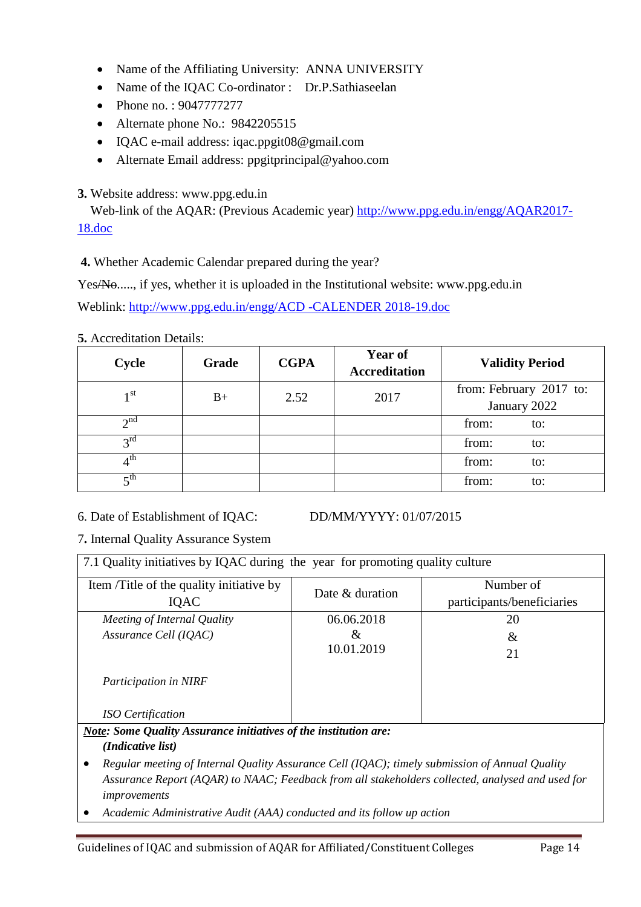- Name of the Affiliating University: ANNA UNIVERSITY
- Name of the IQAC Co-ordinator : Dr.P.Sathiaseelan
- Phone no. : 9047777277
- Alternate phone No.: 9842205515
- IQAC e-mail address: iqac.ppgit08@gmail.com
- Alternate Email address: ppgitprincipal@yahoo.com

**3.** Website address: www.ppg.edu.in

Web-link of the AQAR: (Previous Academic year) [http://www.ppg.edu.in/engg/AQAR2017-18.doc](http://www.ppg.edu.in/engg/AQAR2017-18.doc)

**4.** Whether Academic Calendar prepared during the year?

Yes/~~No~~....., if yes, whether it is uploaded in the Institutional website: www.ppg.edu.in

Weblink: [http://www.ppg.edu.in/engg/ACD -CALENDER 2018-19.doc](http://www.ppg.edu.in/engg/ACD -CALENDER 2018-19.doc)

**5.** Accreditation Details:

| Cycle | Grade | CGPA | Year of Accreditation | Validity Period |
|---|---|---|---|---|
| 1st | B+ | 2.52 | 2017 | from: February 2017 to: January 2022 |
| 2nd | | | | from: to: |
| 3rd | | | | from: to: |
| 4th | | | | from: to: |
| 5th | | | | from: to: |

6. Date of Establishment of IQAC: DD/MM/YYYY: 01/07/2015

7. Internal Quality Assurance System

| 7.1 Quality initiatives by IQAC during the year for promoting quality culture | | |
|---|---|---|
| Item /Title of the quality initiative by IQAC | Date & duration | Number of participants/beneficiaries |
| *Meeting of Internal Quality Assurance Cell (IQAC)*<br><br>*Participation in NIRF*<br><br>*ISO Certification* | 06.06.2018 & 10.01.2019 | 20 & 21 |

***Note: Some Quality Assurance initiatives of the institution are: (Indicative list)***

- *Regular meeting of Internal Quality Assurance Cell (IQAC); timely submission of Annual Quality Assurance Report (AQAR) to NAAC; Feedback from all stakeholders collected, analysed and used for improvements*
- *Academic Administrative Audit (AAA) conducted and its follow up action*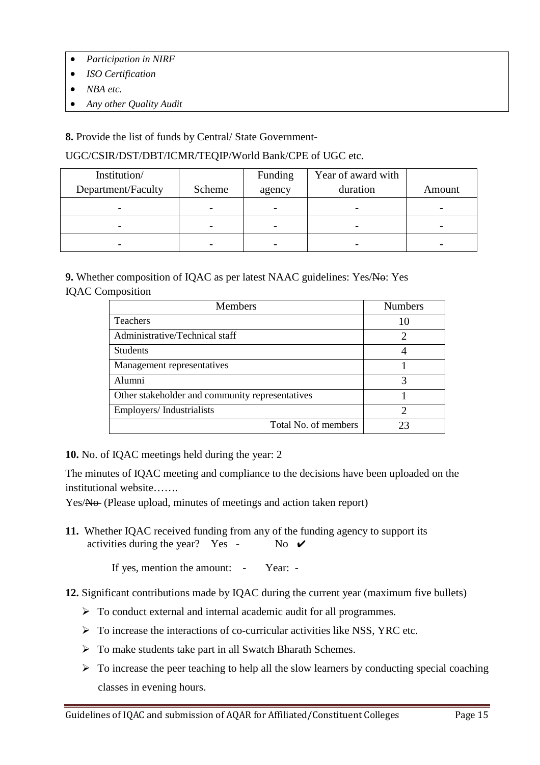- *Participation in NIRF*
- *ISO Certification*
- *NBA etc.*
- *Any other Quality Audit*

**8.** Provide the list of funds by Central/ State Government-

UGC/CSIR/DST/DBT/ICMR/TEQIP/World Bank/CPE of UGC etc.

| Institution/ Department/Faculty | Scheme | Funding agency | Year of award with duration | Amount |
|---|---|---|---|---|
| - | - | - | - | - |
| - | - | - | - | - |
| - | - | - | - | - |

**9.** Whether composition of IQAC as per latest NAAC guidelines: Yes/~~No~~: Yes

IQAC Composition

| Members | Numbers |
|---|---|
| Teachers | 10 |
| Administrative/Technical staff | 2 |
| Students | 4 |
| Management representatives | 1 |
| Alumni | 3 |
| Other stakeholder and community representatives | 1 |
| Employers/ Industrialists | 2 |
| Total No. of members | 23 |

**10.** No. of IQAC meetings held during the year: 2

The minutes of IQAC meeting and compliance to the decisions have been uploaded on the institutional website…….

Yes/~~No~~ (Please upload, minutes of meetings and action taken report)

**11.** Whether IQAC received funding from any of the funding agency to support its activities during the year? Yes - No ✔

If yes, mention the amount: - Year: -

**12.** Significant contributions made by IQAC during the current year (maximum five bullets)

- To conduct external and internal academic audit for all programmes.
- To increase the interactions of co-curricular activities like NSS, YRC etc.
- To make students take part in all Swatch Bharath Schemes.
- To increase the peer teaching to help all the slow learners by conducting special coaching classes in evening hours.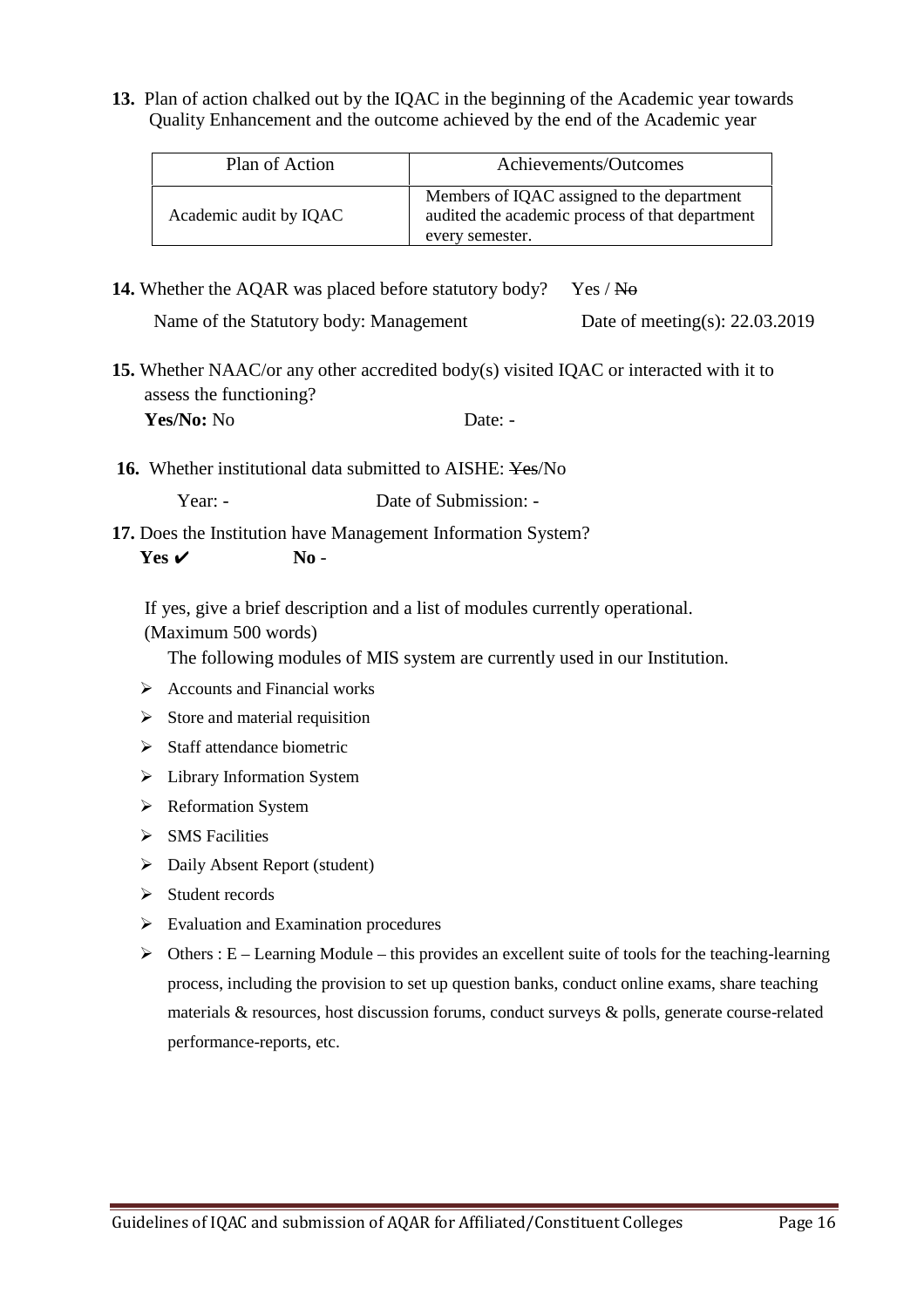**13.** Plan of action chalked out by the IQAC in the beginning of the Academic year towards Quality Enhancement and the outcome achieved by the end of the Academic year

| Plan of Action | Achievements/Outcomes |
|---|---|
| Academic audit by IQAC | Members of IQAC assigned to the department audited the academic process of that department every semester. |

**14.** Whether the AQAR was placed before statutory body? Yes / ~~No~~

Name of the Statutory body: Management Date of meeting(s): 22.03.2019

**15.** Whether NAAC/or any other accredited body(s) visited IQAC or interacted with it to assess the functioning?

**Yes/No:** No Date: -

**16.** Whether institutional data submitted to AISHE: ~~Yes~~/No

Year: - Date of Submission: -

**17.** Does the Institution have Management Information System?

**Yes** ✔ **No** -

If yes, give a brief description and a list of modules currently operational. (Maximum 500 words)

The following modules of MIS system are currently used in our Institution.

- Accounts and Financial works
- Store and material requisition
- Staff attendance biometric
- Library Information System
- Reformation System
- SMS Facilities
- Daily Absent Report (student)
- Student records
- Evaluation and Examination procedures
- Others : E – Learning Module – this provides an excellent suite of tools for the teaching-learning process, including the provision to set up question banks, conduct online exams, share teaching materials & resources, host discussion forums, conduct surveys & polls, generate course-related performance-reports, etc.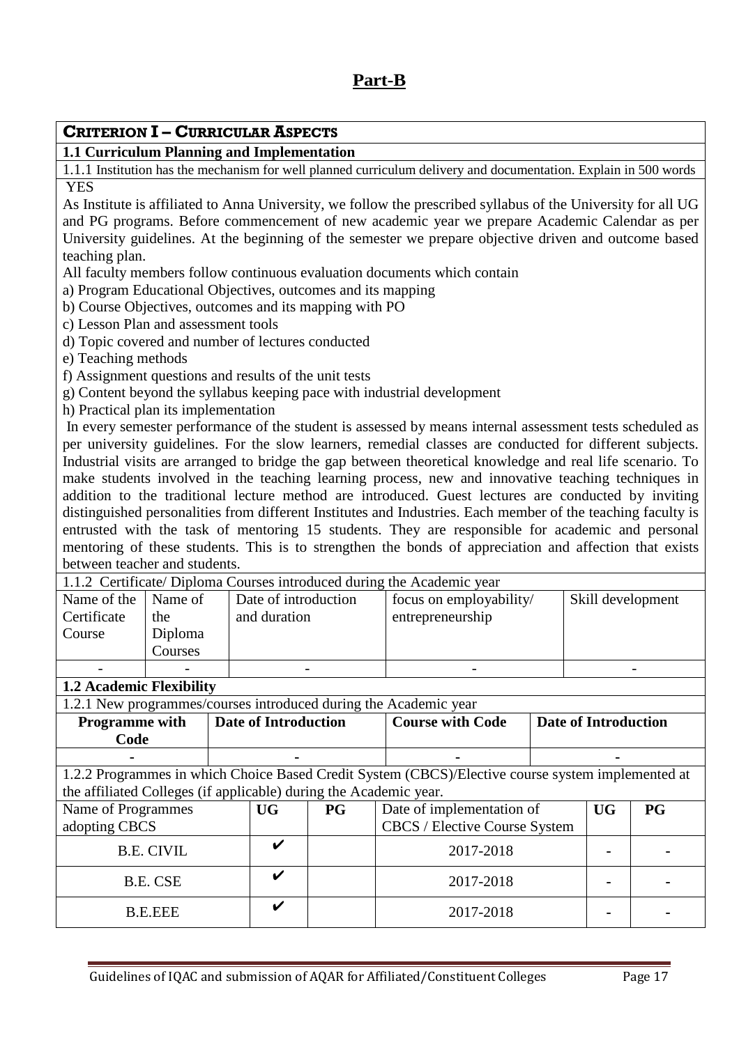# Part-B

## CRITERION I – CURRICULAR ASPECTS

### 1.1 Curriculum Planning and Implementation

1.1.1 Institution has the mechanism for well planned curriculum delivery and documentation. Explain in 500 words

YES

As Institute is affiliated to Anna University, we follow the prescribed syllabus of the University for all UG and PG programs. Before commencement of new academic year we prepare Academic Calendar as per University guidelines. At the beginning of the semester we prepare objective driven and outcome based teaching plan.

All faculty members follow continuous evaluation documents which contain

a) Program Educational Objectives, outcomes and its mapping
b) Course Objectives, outcomes and its mapping with PO
c) Lesson Plan and assessment tools
d) Topic covered and number of lectures conducted
e) Teaching methods
f) Assignment questions and results of the unit tests
g) Content beyond the syllabus keeping pace with industrial development
h) Practical plan its implementation

In every semester performance of the student is assessed by means internal assessment tests scheduled as per university guidelines. For the slow learners, remedial classes are conducted for different subjects. Industrial visits are arranged to bridge the gap between theoretical knowledge and real life scenario. To make students involved in the teaching learning process, new and innovative teaching techniques in addition to the traditional lecture method are introduced. Guest lectures are conducted by inviting distinguished personalities from different Institutes and Industries. Each member of the teaching faculty is entrusted with the task of mentoring 15 students. They are responsible for academic and personal mentoring of these students. This is to strengthen the bonds of appreciation and affection that exists between teacher and students.

1.1.2 Certificate/ Diploma Courses introduced during the Academic year

| Name of the Certificate Course | Name of the Diploma Courses | Date of introduction and duration | focus on employability/ entrepreneurship | Skill development |
|---|---|---|---|---|
| - | - | - | - | - |

### 1.2 Academic Flexibility

1.2.1 New programmes/courses introduced during the Academic year

| Programme with Code | Date of Introduction | Course with Code | Date of Introduction |
|---|---|---|---|
| - | - | - | - |

1.2.2 Programmes in which Choice Based Credit System (CBCS)/Elective course system implemented at the affiliated Colleges (if applicable) during the Academic year.

| Name of Programmes adopting CBCS | UG | PG | Date of implementation of CBCS / Elective Course System | UG | PG |
|---|---|---|---|---|---|
| B.E. CIVIL | ✔ | | 2017-2018 | - | - |
| B.E. CSE | ✔ | | 2017-2018 | - | - |
| B.E.EEE | ✔ | | 2017-2018 | - | - |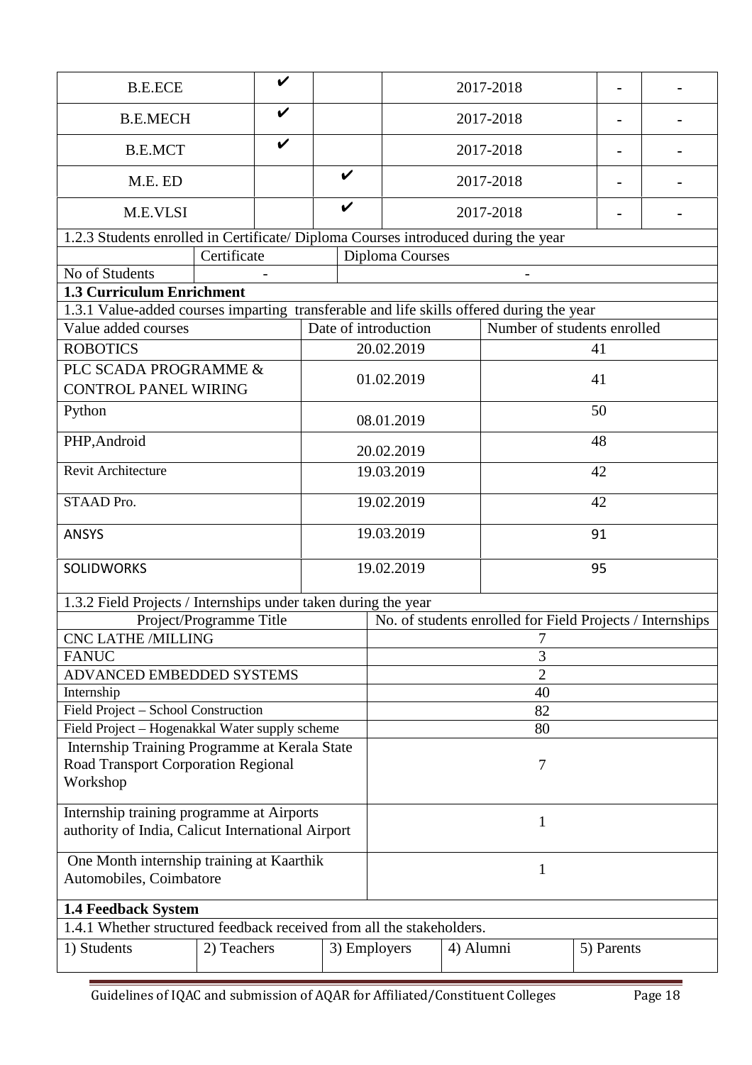| B.E.ECE | ✔ | | 2017-2018 | - | - |
|---|---|---|---|---|---|
| B.E.MECH | ✔ | | 2017-2018 | - | - |
| B.E.MCT | ✔ | | 2017-2018 | - | - |
| M.E. ED | | ✔ | 2017-2018 | - | - |
| M.E.VLSI | | ✔ | 2017-2018 | - | - |

1.2.3 Students enrolled in Certificate/ Diploma Courses introduced during the year

| | Certificate | Diploma Courses |
|---|---|---|
| No of Students | - | - |

**1.3 Curriculum Enrichment**

1.3.1 Value-added courses imparting transferable and life skills offered during the year

| Value added courses | Date of introduction | Number of students enrolled |
|---|---|---|
| ROBOTICS | 20.02.2019 | 41 |
| PLC SCADA PROGRAMME & CONTROL PANEL WIRING | 01.02.2019 | 41 |
| Python | 08.01.2019 | 50 |
| PHP,Android | 20.02.2019 | 48 |
| Revit Architecture | 19.03.2019 | 42 |
| STAAD Pro. | 19.02.2019 | 42 |
| ANSYS | 19.03.2019 | 91 |
| SOLIDWORKS | 19.02.2019 | 95 |

1.3.2 Field Projects / Internships under taken during the year

| Project/Programme Title | No. of students enrolled for Field Projects / Internships |
|---|---|
| CNC LATHE /MILLING | 7 |
| FANUC | 3 |
| ADVANCED EMBEDDED SYSTEMS | 2 |
| Internship | 40 |
| Field Project – School Construction | 82 |
| Field Project – Hogenakkal Water supply scheme | 80 |
| Internship Training Programme at Kerala State Road Transport Corporation Regional Workshop | 7 |
| Internship training programme at Airports authority of India, Calicut International Airport | 1 |
| One Month internship training at Kaarthik Automobiles, Coimbatore | 1 |

**1.4 Feedback System**

1.4.1 Whether structured feedback received from all the stakeholders.

| 1) Students | 2) Teachers | 3) Employers | 4) Alumni | 5) Parents |
|---|---|---|---|---|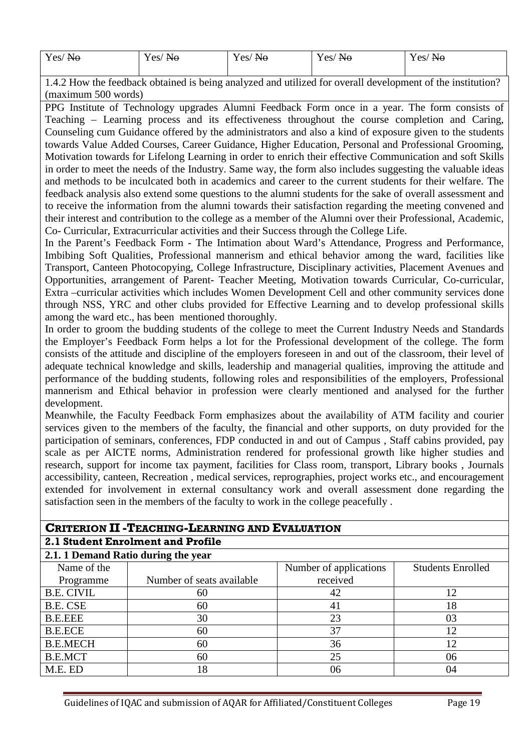| Yes/ ~~No~~ | Yes/ ~~No~~ | Yes/ ~~No~~ | Yes/ ~~No~~ | Yes/ ~~No~~ |
|---|---|---|---|---|

1.4.2 How the feedback obtained is being analyzed and utilized for overall development of the institution? (maximum 500 words)

PPG Institute of Technology upgrades Alumni Feedback Form once in a year. The form consists of Teaching – Learning process and its effectiveness throughout the course completion and Caring, Counseling cum Guidance offered by the administrators and also a kind of exposure given to the students towards Value Added Courses, Career Guidance, Higher Education, Personal and Professional Grooming, Motivation towards for Lifelong Learning in order to enrich their effective Communication and soft Skills in order to meet the needs of the Industry. Same way, the form also includes suggesting the valuable ideas and methods to be inculcated both in academics and career to the current students for their welfare. The feedback analysis also extend some questions to the alumni students for the sake of overall assessment and to receive the information from the alumni towards their satisfaction regarding the meeting convened and their interest and contribution to the college as a member of the Alumni over their Professional, Academic, Co- Curricular, Extracurricular activities and their Success through the College Life.

In the Parent's Feedback Form - The Intimation about Ward's Attendance, Progress and Performance, Imbibing Soft Qualities, Professional mannerism and ethical behavior among the ward, facilities like Transport, Canteen Photocopying, College Infrastructure, Disciplinary activities, Placement Avenues and Opportunities, arrangement of Parent- Teacher Meeting, Motivation towards Curricular, Co-curricular, Extra –curricular activities which includes Women Development Cell and other community services done through NSS, YRC and other clubs provided for Effective Learning and to develop professional skills among the ward etc., has been mentioned thoroughly.

In order to groom the budding students of the college to meet the Current Industry Needs and Standards the Employer's Feedback Form helps a lot for the Professional development of the college. The form consists of the attitude and discipline of the employers foreseen in and out of the classroom, their level of adequate technical knowledge and skills, leadership and managerial qualities, improving the attitude and performance of the budding students, following roles and responsibilities of the employers, Professional mannerism and Ethical behavior in profession were clearly mentioned and analysed for the further development.

Meanwhile, the Faculty Feedback Form emphasizes about the availability of ATM facility and courier services given to the members of the faculty, the financial and other supports, on duty provided for the participation of seminars, conferences, FDP conducted in and out of Campus , Staff cabins provided, pay scale as per AICTE norms, Administration rendered for professional growth like higher studies and research, support for income tax payment, facilities for Class room, transport, Library books , Journals accessibility, canteen, Recreation , medical services, reprographies, project works etc., and encouragement extended for involvement in external consultancy work and overall assessment done regarding the satisfaction seen in the members of the faculty to work in the college peacefully .

## CRITERION II -TEACHING-LEARNING AND EVALUATION

### 2.1 Student Enrolment and Profile

**2.1. 1 Demand Ratio during the year**

| Name of the Programme | Number of seats available | Number of applications received | Students Enrolled |
|---|---|---|---|
| B.E. CIVIL | 60 | 42 | 12 |
| B.E. CSE | 60 | 41 | 18 |
| B.E.EEE | 30 | 23 | 03 |
| B.E.ECE | 60 | 37 | 12 |
| B.E.MECH | 60 | 36 | 12 |
| B.E.MCT | 60 | 25 | 06 |
| M.E. ED | 18 | 06 | 04 |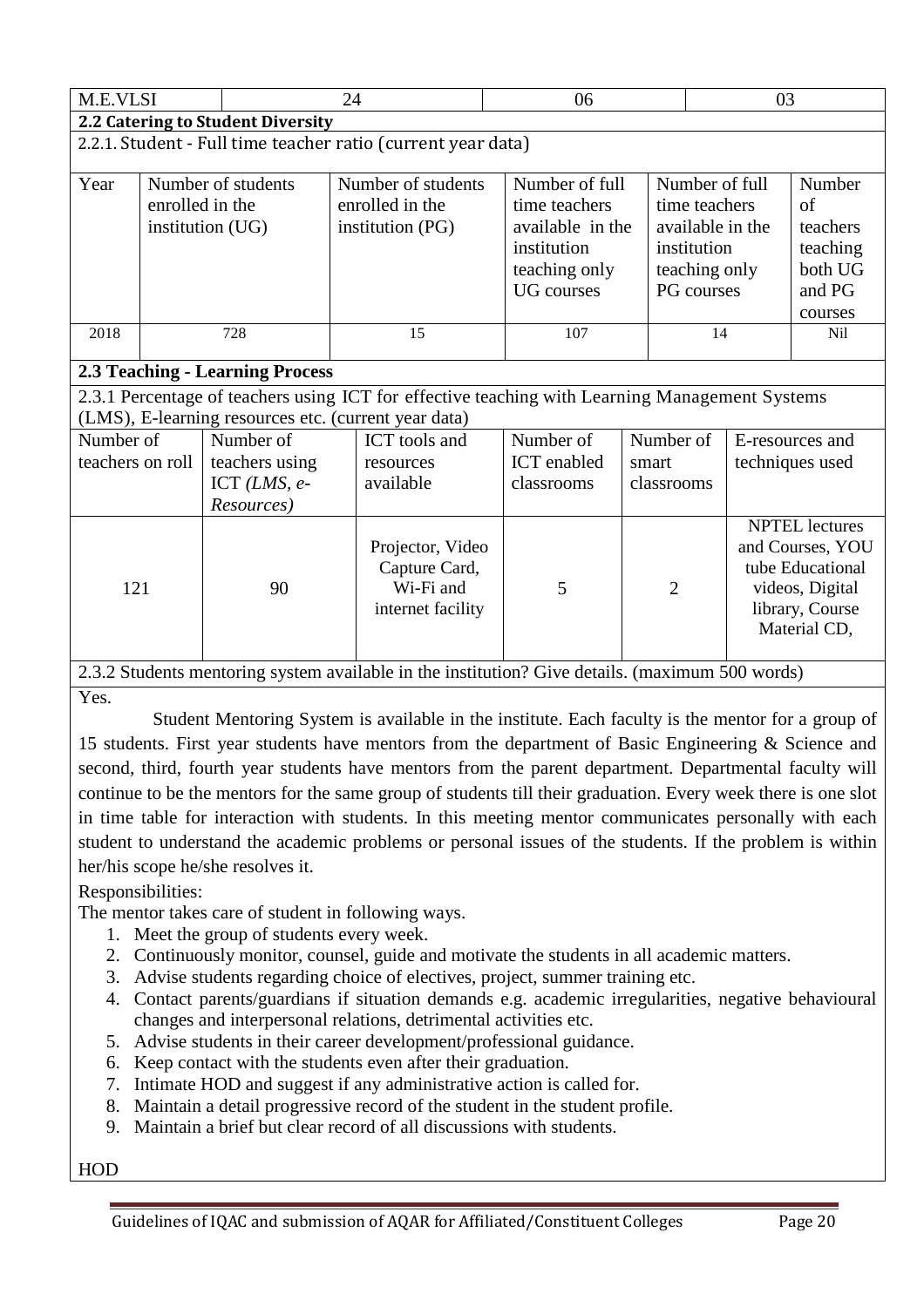| M.E.VLSI | 24 | 06 | 03 |
|---|---|---|---|

**2.2 Catering to Student Diversity**

2.2.1. Student - Full time teacher ratio (current year data)

| Year | Number of students enrolled in the institution (UG) | Number of students enrolled in the institution (PG) | Number of full time teachers available in the institution teaching only UG courses | Number of full time teachers available in the institution teaching only PG courses | Number of teachers teaching both UG and PG courses |
|---|---|---|---|---|---|
| 2018 | 728 | 15 | 107 | 14 | Nil |

**2.3 Teaching - Learning Process**

2.3.1 Percentage of teachers using ICT for effective teaching with Learning Management Systems (LMS), E-learning resources etc. (current year data)

| Number of teachers on roll | Number of teachers using ICT *(LMS, e-Resources)* | ICT tools and resources available | Number of ICT enabled classrooms | Number of smart classrooms | E-resources and techniques used |
|---|---|---|---|---|---|
| 121 | 90 | Projector, Video Capture Card, Wi-Fi and internet facility | 5 | 2 | NPTEL lectures and Courses, YOU tube Educational videos, Digital library, Course Material CD, |

2.3.2 Students mentoring system available in the institution? Give details. (maximum 500 words)

Yes.

Student Mentoring System is available in the institute. Each faculty is the mentor for a group of 15 students. First year students have mentors from the department of Basic Engineering & Science and second, third, fourth year students have mentors from the parent department. Departmental faculty will continue to be the mentors for the same group of students till their graduation. Every week there is one slot in time table for interaction with students. In this meeting mentor communicates personally with each student to understand the academic problems or personal issues of the students. If the problem is within her/his scope he/she resolves it.

Responsibilities:

The mentor takes care of student in following ways.

1. Meet the group of students every week.
2. Continuously monitor, counsel, guide and motivate the students in all academic matters.
3. Advise students regarding choice of electives, project, summer training etc.
4. Contact parents/guardians if situation demands e.g. academic irregularities, negative behavioural changes and interpersonal relations, detrimental activities etc.
5. Advise students in their career development/professional guidance.
6. Keep contact with the students even after their graduation.
7. Intimate HOD and suggest if any administrative action is called for.
8. Maintain a detail progressive record of the student in the student profile.
9. Maintain a brief but clear record of all discussions with students.

HOD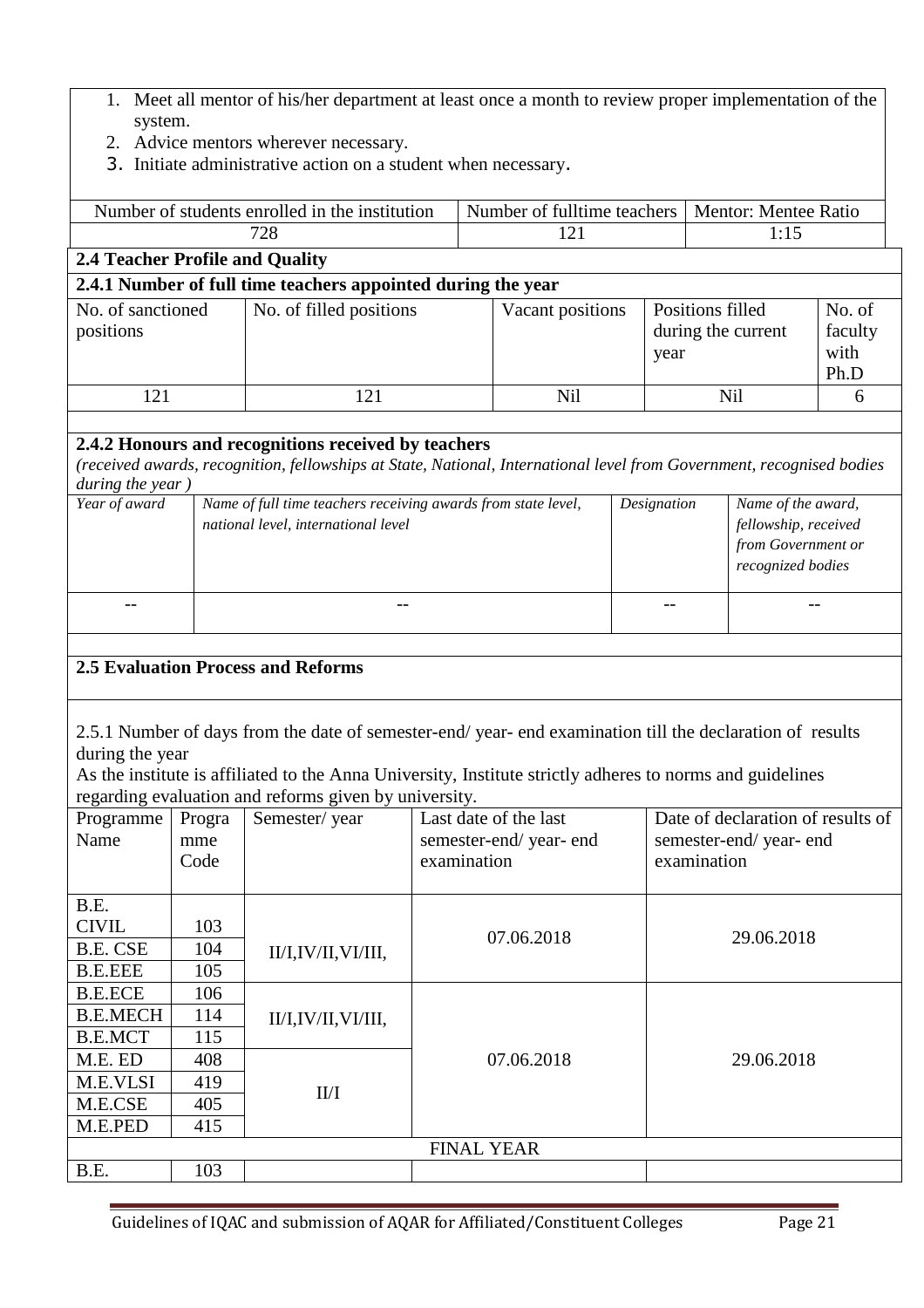1. Meet all mentor of his/her department at least once a month to review proper implementation of the system.
2. Advice mentors wherever necessary.
3. Initiate administrative action on a student when necessary.

| Number of students enrolled in the institution | Number of fulltime teachers | Mentor: Mentee Ratio |
|---|---|---|
| 728 | 121 | 1:15 |

## 2.4 Teacher Profile and Quality

### 2.4.1 Number of full time teachers appointed during the year

| No. of sanctioned positions | No. of filled positions | Vacant positions | Positions filled during the current year | No. of faculty with Ph.D |
|---|---|---|---|---|
| 121 | 121 | Nil | Nil | 6 |

### 2.4.2 Honours and recognitions received by teachers

*(received awards, recognition, fellowships at State, National, International level from Government, recognised bodies during the year )*

| *Year of award* | *Name of full time teachers receiving awards from state level, national level, international level* | *Designation* | *Name of the award, fellowship, received from Government or recognized bodies* |
|---|---|---|---|
| -- | -- | -- | -- |

## 2.5 Evaluation Process and Reforms

2.5.1 Number of days from the date of semester-end/ year- end examination till the declaration of results during the year

As the institute is affiliated to the Anna University, Institute strictly adheres to norms and guidelines regarding evaluation and reforms given by university.

| Programme Name | Programme Code | Semester/ year | Last date of the last semester-end/ year- end examination | Date of declaration of results of semester-end/ year- end examination |
|---|---|---|---|---|
| B.E. CIVIL | 103 | II/I,IV/II,VI/III, | 07.06.2018 | 29.06.2018 |
| B.E. CSE | 104 | | | |
| B.E.EEE | 105 | | | |
| B.E.ECE | 106 | II/I,IV/II,VI/III, | 07.06.2018 | 29.06.2018 |
| B.E.MECH | 114 | | | |
| B.E.MCT | 115 | | | |
| M.E. ED | 408 | II/I | | |
| M.E.VLSI | 419 | | | |
| M.E.CSE | 405 | | | |
| M.E.PED | 415 | | | |
| FINAL YEAR | | | | |
| B.E. | 103 | | | |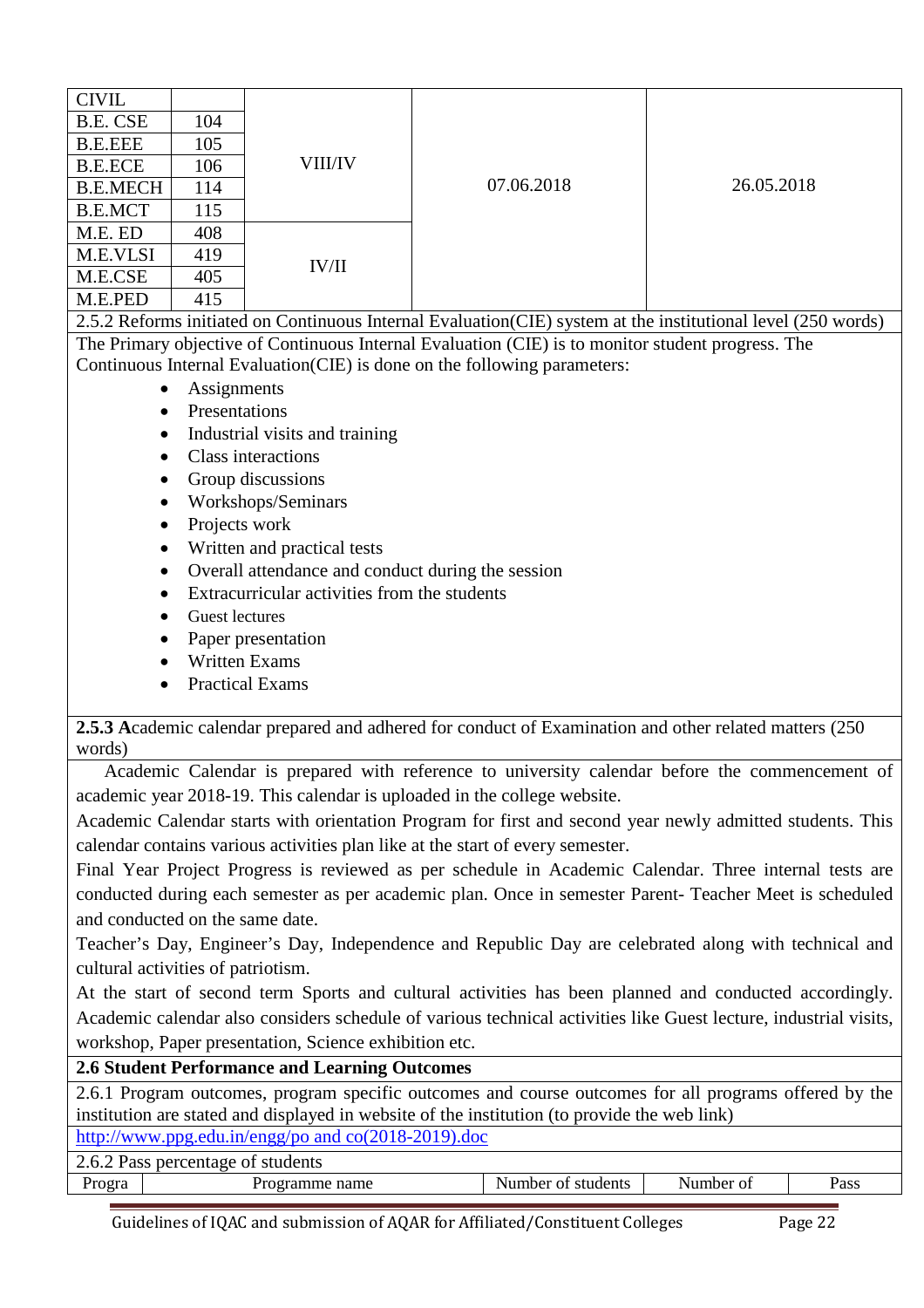| CIVIL | | | | |
|---|---|---|---|---|
| B.E. CSE | 104 | VIII/IV | 07.06.2018 | 26.05.2018 |
| B.E.EEE | 105 | | | |
| B.E.ECE | 106 | | | |
| B.E.MECH | 114 | | | |
| B.E.MCT | 115 | | | |
| M.E. ED | 408 | IV/II | | |
| M.E.VLSI | 419 | | | |
| M.E.CSE | 405 | | | |
| M.E.PED | 415 | | | |

2.5.2 Reforms initiated on Continuous Internal Evaluation(CIE) system at the institutional level (250 words)

The Primary objective of Continuous Internal Evaluation (CIE) is to monitor student progress. The Continuous Internal Evaluation(CIE) is done on the following parameters:

- Assignments
- Presentations
- Industrial visits and training
- Class interactions
- Group discussions
- Workshops/Seminars
- Projects work
- Written and practical tests
- Overall attendance and conduct during the session
- Extracurricular activities from the students
- Guest lectures
- Paper presentation
- Written Exams
- Practical Exams

**2.5.3 A**cademic calendar prepared and adhered for conduct of Examination and other related matters (250 words)

Academic Calendar is prepared with reference to university calendar before the commencement of academic year 2018-19. This calendar is uploaded in the college website.

Academic Calendar starts with orientation Program for first and second year newly admitted students. This calendar contains various activities plan like at the start of every semester.

Final Year Project Progress is reviewed as per schedule in Academic Calendar. Three internal tests are conducted during each semester as per academic plan. Once in semester Parent- Teacher Meet is scheduled and conducted on the same date.

Teacher's Day, Engineer's Day, Independence and Republic Day are celebrated along with technical and cultural activities of patriotism.

At the start of second term Sports and cultural activities has been planned and conducted accordingly. Academic calendar also considers schedule of various technical activities like Guest lecture, industrial visits, workshop, Paper presentation, Science exhibition etc.

**2.6 Student Performance and Learning Outcomes**

2.6.1 Program outcomes, program specific outcomes and course outcomes for all programs offered by the institution are stated and displayed in website of the institution (to provide the web link)

http://www.ppg.edu.in/engg/po and co(2018-2019).doc

2.6.2 Pass percentage of students

| Progra | Programme name | Number of students | Number of | Pass |
|---|---|---|---|---|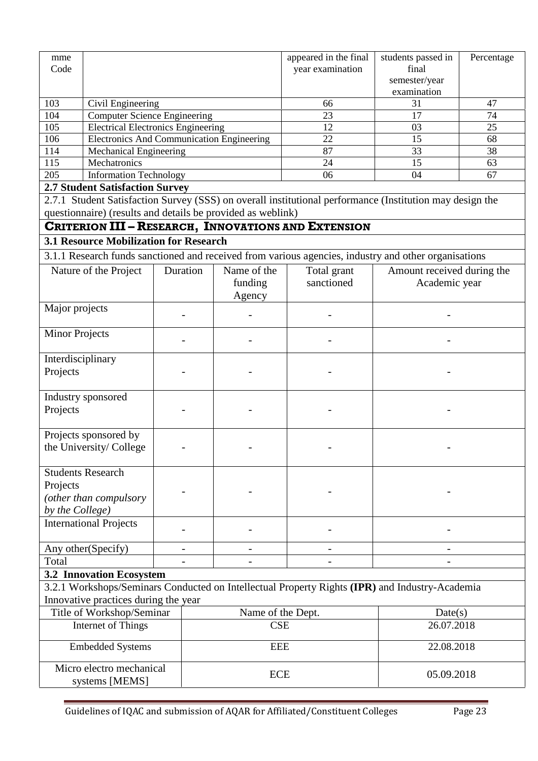| mme Code | | appeared in the final year examination | students passed in final semester/year examination | Percentage |
|---|---|---|---|---|
| 103 | Civil Engineering | 66 | 31 | 47 |
| 104 | Computer Science Engineering | 23 | 17 | 74 |
| 105 | Electrical Electronics Engineering | 12 | 03 | 25 |
| 106 | Electronics And Communication Engineering | 22 | 15 | 68 |
| 114 | Mechanical Engineering | 87 | 33 | 38 |
| 115 | Mechatronics | 24 | 15 | 63 |
| 205 | Information Technology | 06 | 04 | 67 |

**2.7 Student Satisfaction Survey**

2.7.1 Student Satisfaction Survey (SSS) on overall institutional performance (Institution may design the questionnaire) (results and details be provided as weblink)

## CRITERION III – RESEARCH, INNOVATIONS AND EXTENSION

**3.1 Resource Mobilization for Research**

3.1.1 Research funds sanctioned and received from various agencies, industry and other organisations

| Nature of the Project | Duration | Name of the funding Agency | Total grant sanctioned | Amount received during the Academic year |
|---|---|---|---|---|
| Major projects | - | - | - | - |
| Minor Projects | - | - | - | - |
| Interdisciplinary Projects | - | - | - | - |
| Industry sponsored Projects | - | - | - | - |
| Projects sponsored by the University/ College | - | - | - | - |
| Students Research Projects *(other than compulsory by the College)* | - | - | - | - |
| International Projects | - | - | - | - |
| Any other(Specify) | - | - | - | - |
| Total | - | - | - | - |

**3.2 Innovation Ecosystem**

3.2.1 Workshops/Seminars Conducted on Intellectual Property Rights **(IPR)** and Industry-Academia Innovative practices during the year

| Title of Workshop/Seminar | Name of the Dept. | Date(s) |
|---|---|---|
| Internet of Things | CSE | 26.07.2018 |
| Embedded Systems | EEE | 22.08.2018 |
| Micro electro mechanical systems [MEMS] | ECE | 05.09.2018 |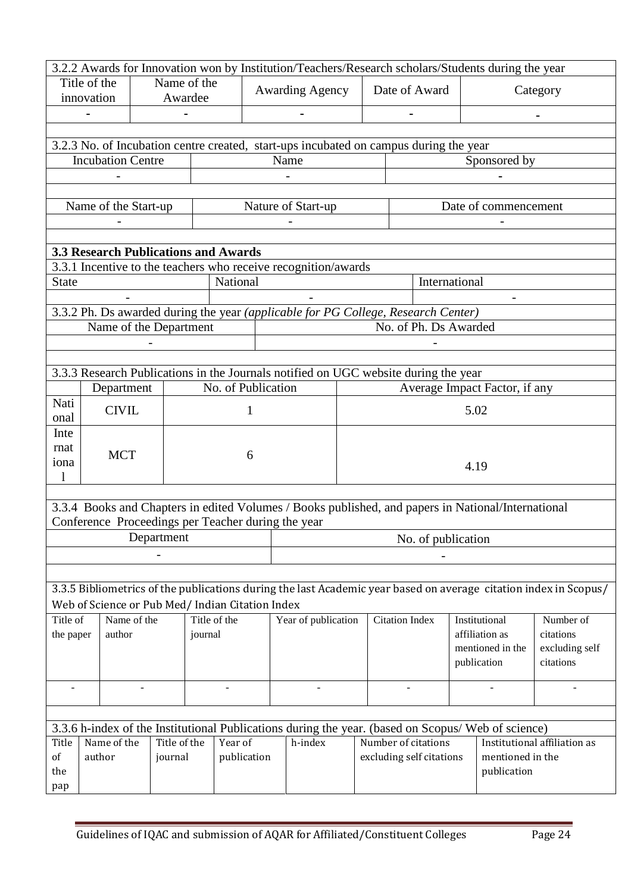3.2.2 Awards for Innovation won by Institution/Teachers/Research scholars/Students during the year

| Title of the innovation | Name of the Awardee | Awarding Agency | Date of Award | Category |
|---|---|---|---|---|
| - | - | - | - | - |

3.2.3 No. of Incubation centre created, start-ups incubated on campus during the year

| Incubation Centre | Name | Sponsored by |
|---|---|---|
| - | - | - |

| Name of the Start-up | Nature of Start-up | Date of commencement |
|---|---|---|
| - | - | - |

### 3.3 Research Publications and Awards

3.3.1 Incentive to the teachers who receive recognition/awards

| State | National | International |
|---|---|---|
| - | - | - |

3.3.2 Ph. Ds awarded during the year *(applicable for PG College, Research Center)*

| Name of the Department | No. of Ph. Ds Awarded |
|---|---|
| - | - |

3.3.3 Research Publications in the Journals notified on UGC website during the year

| | Department | No. of Publication | Average Impact Factor, if any |
|---|---|---|---|
| National | CIVIL | 1 | 5.02 |
| International | MCT | 6 | 4.19 |

3.3.4 Books and Chapters in edited Volumes / Books published, and papers in National/International Conference Proceedings per Teacher during the year

| Department | No. of publication |
|---|---|
| - | - |

3.3.5 Bibliometrics of the publications during the last Academic year based on average citation index in Scopus/ Web of Science or Pub Med/ Indian Citation Index

| Title of the paper | Name of the author | Title of the journal | Year of publication | Citation Index | Institutional affiliation as mentioned in the publication | Number of citations excluding self citations |
|---|---|---|---|---|---|---|
| - | - | - | - | - | - | - |

3.3.6 h-index of the Institutional Publications during the year. (based on Scopus/ Web of science)

| Title of the pap | Name of the author | Title of the journal | Year of publication | h-index | Number of citations excluding self citations | Institutional affiliation as mentioned in the publication |
|---|---|---|---|---|---|---|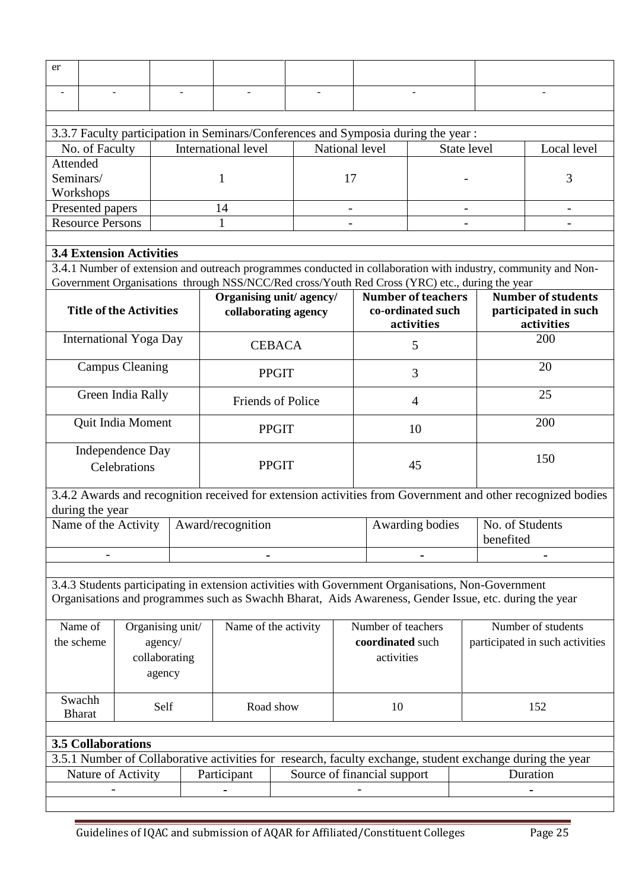| er | | | | | | |
|---|---|---|---|---|---|---|
| - | - | - | - | - | - | - |

3.3.7 Faculty participation in Seminars/Conferences and Symposia during the year :

| No. of Faculty | International level | National level | State level | Local level |
|---|---|---|---|---|
| Attended Seminars/ Workshops | 1 | 17 | - | 3 |
| Presented papers | 14 | - | - | - |
| Resource Persons | 1 | - | - | - |

**3.4 Extension Activities**

3.4.1 Number of extension and outreach programmes conducted in collaboration with industry, community and Non-Government Organisations through NSS/NCC/Red cross/Youth Red Cross (YRC) etc., during the year

| Title of the Activities | Organising unit/ agency/ collaborating agency | Number of teachers co-ordinated such activities | Number of students participated in such activities |
|---|---|---|---|
| International Yoga Day | CEBACA | 5 | 200 |
| Campus Cleaning | PPGIT | 3 | 20 |
| Green India Rally | Friends of Police | 4 | 25 |
| Quit India Moment | PPGIT | 10 | 200 |
| Independence Day Celebrations | PPGIT | 45 | 150 |

3.4.2 Awards and recognition received for extension activities from Government and other recognized bodies during the year

| Name of the Activity | Award/recognition | Awarding bodies | No. of Students benefited |
|---|---|---|---|
| - | - | - | - |

3.4.3 Students participating in extension activities with Government Organisations, Non-Government Organisations and programmes such as Swachh Bharat, Aids Awareness, Gender Issue, etc. during the year

| Name of the scheme | Organising unit/ agency/ collaborating agency | Name of the activity | Number of teachers **coordinated** such activities | Number of students participated in such activities |
|---|---|---|---|---|
| Swachh Bharat | Self | Road show | 10 | 152 |

**3.5 Collaborations**

3.5.1 Number of Collaborative activities for research, faculty exchange, student exchange during the year

| Nature of Activity | Participant | Source of financial support | Duration |
|---|---|---|---|
| - | - | - | - |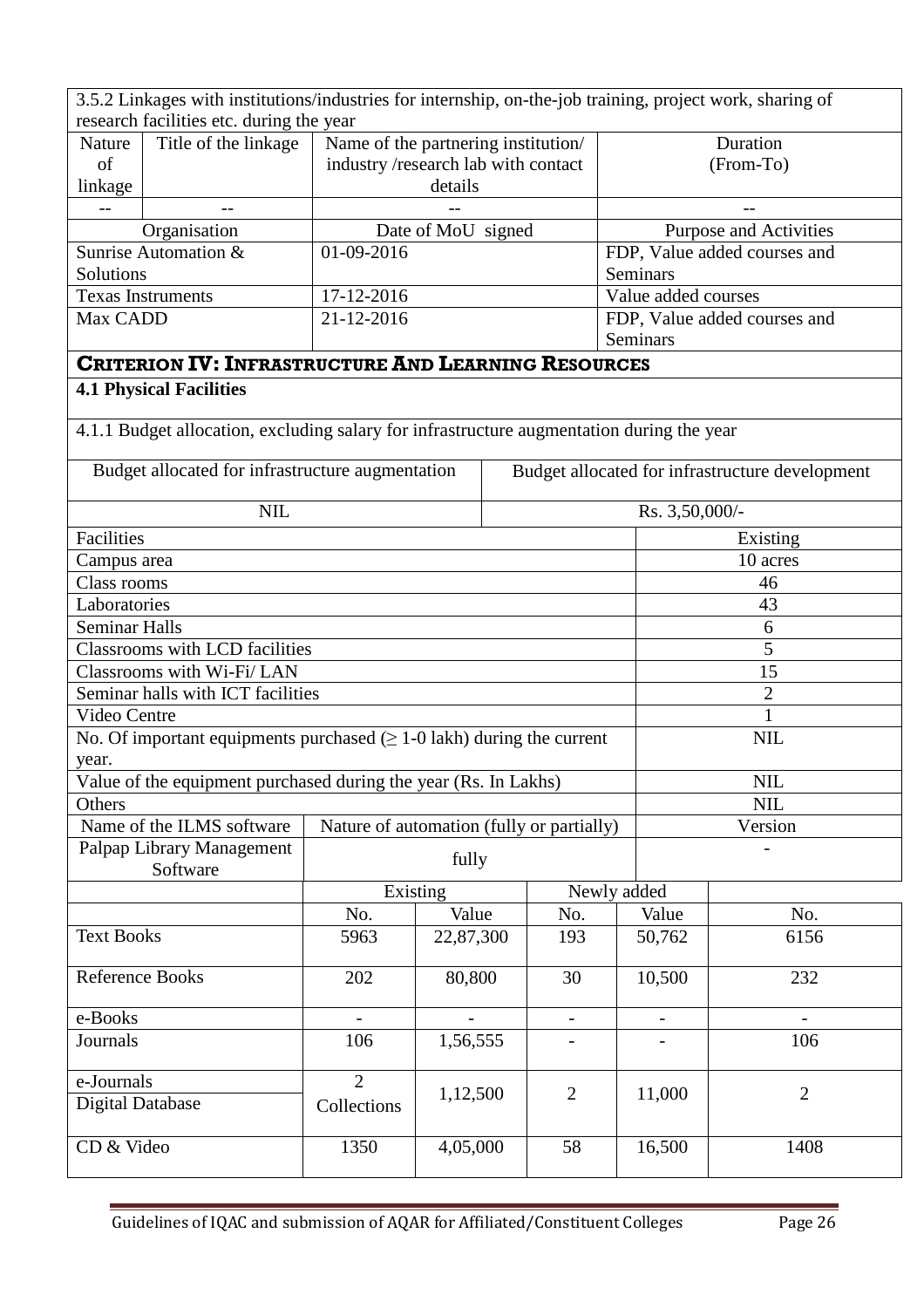3.5.2 Linkages with institutions/industries for internship, on-the-job training, project work, sharing of research facilities etc. during the year

| Nature of linkage | Title of the linkage | Name of the partnering institution/ industry /research lab with contact details | Duration (From-To) |
|---|---|---|---|
| -- | -- | -- | -- |

| Organisation | Date of MoU signed | Purpose and Activities |
|---|---|---|
| Sunrise Automation & Solutions | 01-09-2016 | FDP, Value added courses and Seminars |
| Texas Instruments | 17-12-2016 | Value added courses |
| Max CADD | 21-12-2016 | FDP, Value added courses and Seminars |

## CRITERION IV: INFRASTRUCTURE AND LEARNING RESOURCES

### 4.1 Physical Facilities

4.1.1 Budget allocation, excluding salary for infrastructure augmentation during the year

| Budget allocated for infrastructure augmentation | Budget allocated for infrastructure development |
|---|---|
| NIL | Rs. 3,50,000/- |

| Facilities | Existing |
|---|---|
| Campus area | 10 acres |
| Class rooms | 46 |
| Laboratories | 43 |
| Seminar Halls | 6 |
| Classrooms with LCD facilities | 5 |
| Classrooms with Wi-Fi/ LAN | 15 |
| Seminar halls with ICT facilities | 2 |
| Video Centre | 1 |
| No. Of important equipments purchased ($\geq$ 1-0 lakh) during the current year. | NIL |
| Value of the equipment purchased during the year (Rs. In Lakhs) | NIL |
| Others | NIL |

| Name of the ILMS software | Nature of automation (fully or partially) | Version |
|---|---|---|
| Palpap Library Management Software | fully | - |

| | Existing | | Newly added | | |
|---|---|---|---|---|---|
| | No. | Value | No. | Value | No. |
| Text Books | 5963 | 22,87,300 | 193 | 50,762 | 6156 |
| Reference Books | 202 | 80,800 | 30 | 10,500 | 232 |
| e-Books | - | - | - | - | - |
| Journals | 106 | 1,56,555 | - | - | 106 |
| e-Journals / Digital Database | 2 Collections | 1,12,500 | 2 | 11,000 | 2 |
| CD & Video | 1350 | 4,05,000 | 58 | 16,500 | 1408 |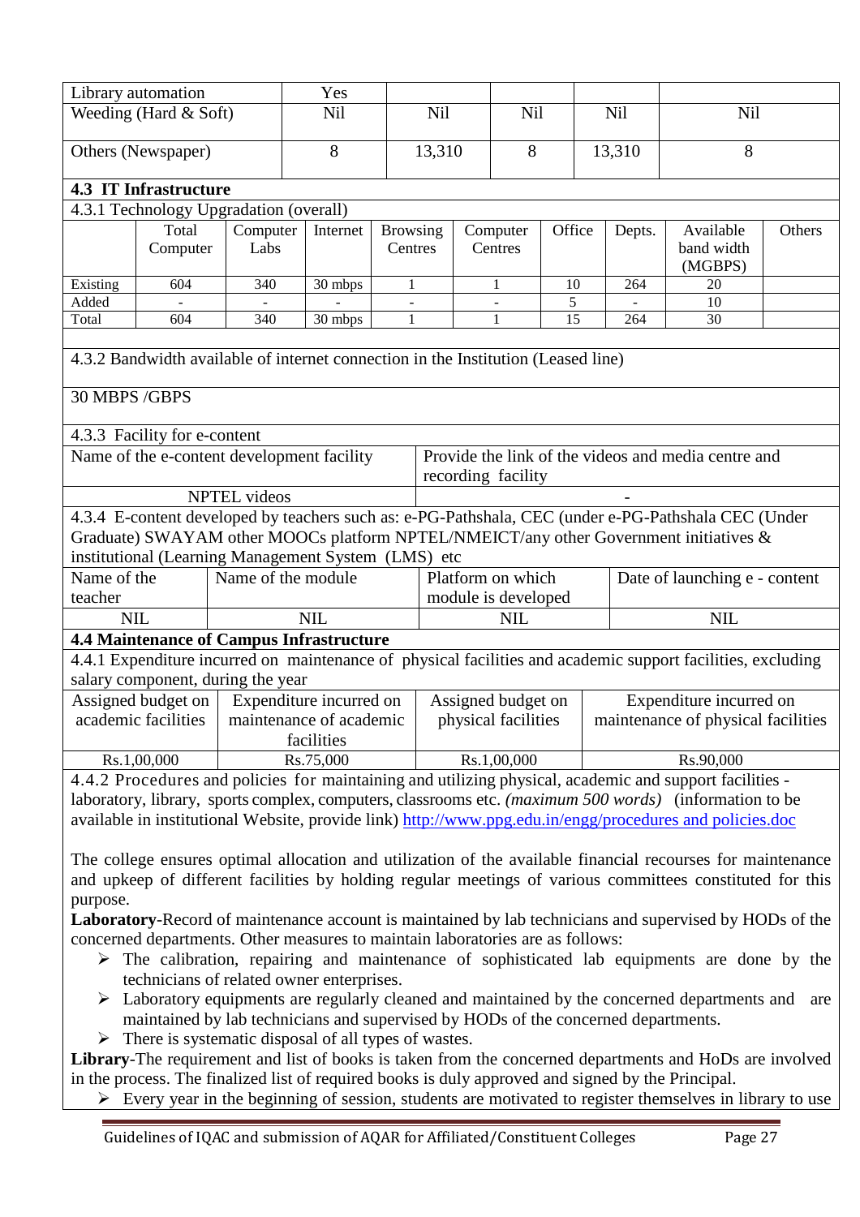| Library automation | Yes | | | | |
|---|---|---|---|---|---|
| Weeding (Hard & Soft) | Nil | Nil | Nil | Nil | Nil |
| Others (Newspaper) | 8 | 13,310 | 8 | 13,310 | 8 |

**4.3 IT Infrastructure**

4.3.1 Technology Upgradation (overall)

| | Total Computer | Computer Labs | Internet | Browsing Centres | Computer Centres | Office | Depts. | Available band width (MGBPS) | Others |
|---|---|---|---|---|---|---|---|---|---|
| Existing | 604 | 340 | 30 mbps | 1 | 1 | 10 | 264 | 20 | |
| Added | - | - | - | - | - | 5 | - | 10 | |
| Total | 604 | 340 | 30 mbps | 1 | 1 | 15 | 264 | 30 | |

4.3.2 Bandwidth available of internet connection in the Institution (Leased line)

30 MBPS /GBPS

4.3.3 Facility for e-content

| Name of the e-content development facility | Provide the link of the videos and media centre and recording facility |
|---|---|
| NPTEL videos | - |

4.3.4 E-content developed by teachers such as: e-PG-Pathshala, CEC (under e-PG-Pathshala CEC (Under Graduate) SWAYAM other MOOCs platform NPTEL/NMEICT/any other Government initiatives & institutional (Learning Management System (LMS) etc

| Name of the teacher | Name of the module | Platform on which module is developed | Date of launching e - content |
|---|---|---|---|
| NIL | NIL | NIL | NIL |

**4.4 Maintenance of Campus Infrastructure**

4.4.1 Expenditure incurred on maintenance of physical facilities and academic support facilities, excluding salary component, during the year

| Assigned budget on academic facilities | Expenditure incurred on maintenance of academic facilities | Assigned budget on physical facilities | Expenditure incurred on maintenance of physical facilities |
|---|---|---|---|
| Rs.1,00,000 | Rs.75,000 | Rs.1,00,000 | Rs.90,000 |

4.4.2 Procedures and policies for maintaining and utilizing physical, academic and support facilities - laboratory, library, sports complex, computers, classrooms etc. *(maximum 500 words)* (information to be available in institutional Website, provide link) http://www.ppg.edu.in/engg/procedures and policies.doc

The college ensures optimal allocation and utilization of the available financial recourses for maintenance and upkeep of different facilities by holding regular meetings of various committees constituted for this purpose.

**Laboratory**-Record of maintenance account is maintained by lab technicians and supervised by HODs of the concerned departments. Other measures to maintain laboratories are as follows:

- The calibration, repairing and maintenance of sophisticated lab equipments are done by the technicians of related owner enterprises.
- Laboratory equipments are regularly cleaned and maintained by the concerned departments and are maintained by lab technicians and supervised by HODs of the concerned departments.
- There is systematic disposal of all types of wastes.

**Library**-The requirement and list of books is taken from the concerned departments and HoDs are involved in the process. The finalized list of required books is duly approved and signed by the Principal.

- Every year in the beginning of session, students are motivated to register themselves in library to use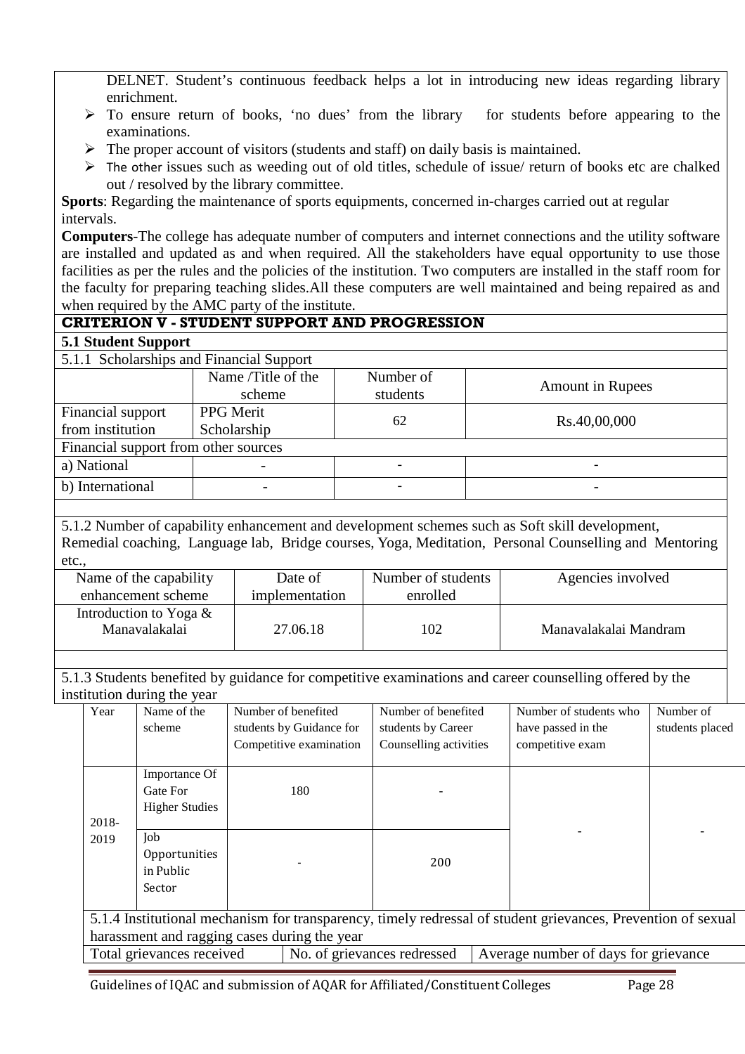DELNET. Student's continuous feedback helps a lot in introducing new ideas regarding library enrichment.

- To ensure return of books, 'no dues' from the library for students before appearing to the examinations.
- The proper account of visitors (students and staff) on daily basis is maintained.
- The other issues such as weeding out of old titles, schedule of issue/ return of books etc are chalked out / resolved by the library committee.

**Sports**: Regarding the maintenance of sports equipments, concerned in-charges carried out at regular intervals.

**Computers**-The college has adequate number of computers and internet connections and the utility software are installed and updated as and when required. All the stakeholders have equal opportunity to use those facilities as per the rules and the policies of the institution. Two computers are installed in the staff room for the faculty for preparing teaching slides.All these computers are well maintained and being repaired as and when required by the AMC party of the institute.

## CRITERION V - STUDENT SUPPORT AND PROGRESSION

### 5.1 Student Support

5.1.1 Scholarships and Financial Support

| | Name /Title of the scheme | Number of students | Amount in Rupees |
|---|---|---|---|
| Financial support from institution | PPG Merit Scholarship | 62 | Rs.40,00,000 |
| Financial support from other sources | | | |
| a) National | - | - | - |
| b) International | - | - | - |

5.1.2 Number of capability enhancement and development schemes such as Soft skill development, Remedial coaching, Language lab, Bridge courses, Yoga, Meditation, Personal Counselling and Mentoring etc.,

| Name of the capability enhancement scheme | Date of implementation | Number of students enrolled | Agencies involved |
|---|---|---|---|
| Introduction to Yoga & Manavalakalai | 27.06.18 | 102 | Manavalakalai Mandram |

5.1.3 Students benefited by guidance for competitive examinations and career counselling offered by the institution during the year

| Year | Name of the scheme | Number of benefited students by Guidance for Competitive examination | Number of benefited students by Career Counselling activities | Number of students who have passed in the competitive exam | Number of students placed |
|---|---|---|---|---|---|
| 2018-2019 | Importance Of Gate For Higher Studies | 180 | - | - | - |
| | Job Opportunities in Public Sector | - | 200 | | |

5.1.4 Institutional mechanism for transparency, timely redressal of student grievances, Prevention of sexual harassment and ragging cases during the year

| Total grievances received | No. of grievances redressed | Average number of days for grievance |
|---|---|---|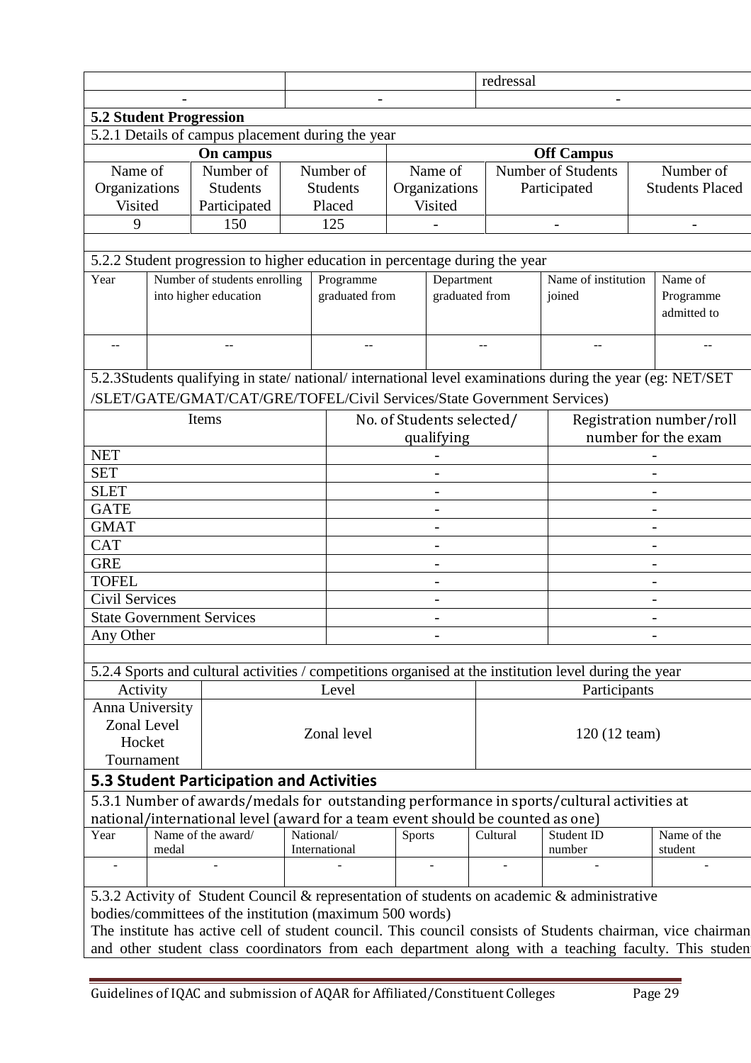| | | redressal |
|---|---|---|
| - | - | - |

### 5.2 Student Progression

5.2.1 Details of campus placement during the year

| On campus | | | Off Campus | | |
|---|---|---|---|---|---|
| Name of Organizations Visited | Number of Students Participated | Number of Students Placed | Name of Organizations Visited | Number of Students Participated | Number of Students Placed |
| 9 | 150 | 125 | - | - | - |

5.2.2 Student progression to higher education in percentage during the year

| Year | Number of students enrolling into higher education | Programme graduated from | Department graduated from | Name of institution joined | Name of Programme admitted to |
|---|---|---|---|---|---|
| -- | -- | -- | -- | -- | -- |

5.2.3Students qualifying in state/ national/ international level examinations during the year (eg: NET/SET /SLET/GATE/GMAT/CAT/GRE/TOFEL/Civil Services/State Government Services)

| Items | No. of Students selected/ qualifying | Registration number/roll number for the exam |
|---|---|---|
| NET | - | - |
| SET | - | - |
| SLET | - | - |
| GATE | - | - |
| GMAT | - | - |
| CAT | - | - |
| GRE | - | - |
| TOFEL | - | - |
| Civil Services | - | - |
| State Government Services | - | - |
| Any Other | - | - |

5.2.4 Sports and cultural activities / competitions organised at the institution level during the year

| Activity | Level | Participants |
|---|---|---|
| Anna University Zonal Level Hocket Tournament | Zonal level | 120 (12 team) |

### 5.3 Student Participation and Activities

5.3.1 Number of awards/medals for outstanding performance in sports/cultural activities at national/international level (award for a team event should be counted as one)

| Year | Name of the award/ medal | National/ International | Sports | Cultural | Student ID number | Name of the student |
|---|---|---|---|---|---|---|
| - | - | - | - | - | - | - |

5.3.2 Activity of Student Council & representation of students on academic & administrative bodies/committees of the institution (maximum 500 words)

The institute has active cell of student council. This council consists of Students chairman, vice chairman and other student class coordinators from each department along with a teaching faculty. This student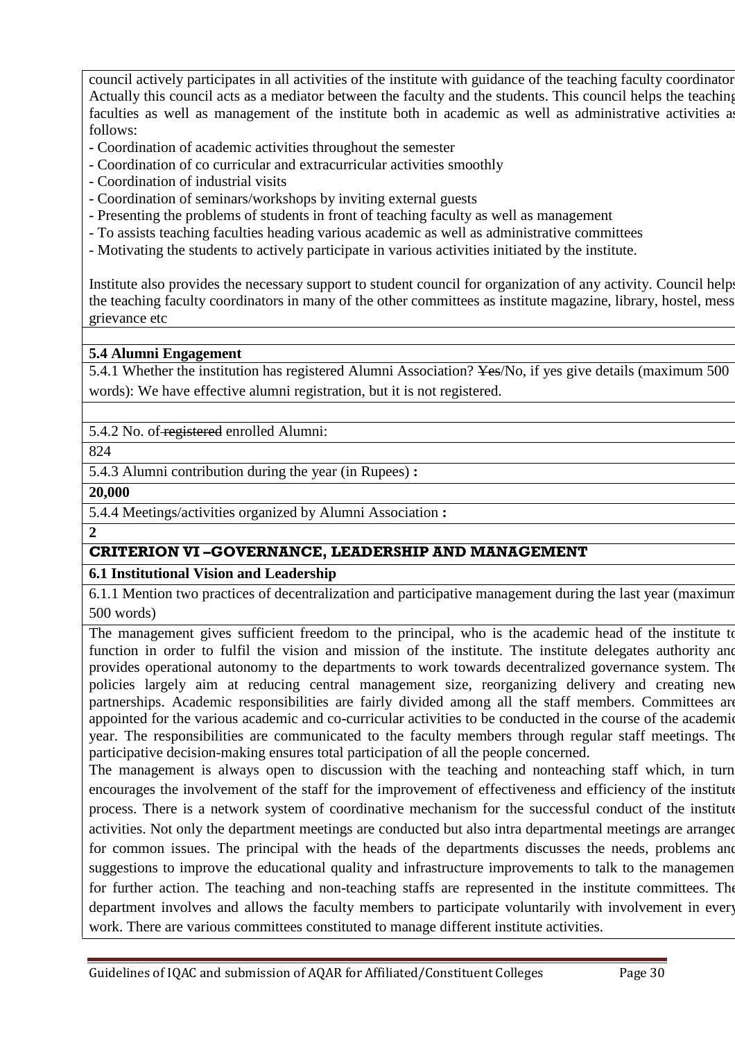council actively participates in all activities of the institute with guidance of the teaching faculty coordinator. Actually this council acts as a mediator between the faculty and the students. This council helps the teaching faculties as well as management of the institute both in academic as well as administrative activities as follows:

- Coordination of academic activities throughout the semester
- Coordination of co curricular and extracurricular activities smoothly
- Coordination of industrial visits
- Coordination of seminars/workshops by inviting external guests
- Presenting the problems of students in front of teaching faculty as well as management
- To assists teaching faculties heading various academic as well as administrative committees
- Motivating the students to actively participate in various activities initiated by the institute.

Institute also provides the necessary support to student council for organization of any activity. Council helps the teaching faculty coordinators in many of the other committees as institute magazine, library, hostel, mess, grievance etc

**5.4 Alumni Engagement**

5.4.1 Whether the institution has registered Alumni Association? ~~Yes~~/No, if yes give details (maximum 500 words): We have effective alumni registration, but it is not registered.

5.4.2 No. of ~~registered~~ enrolled Alumni:

824

5.4.3 Alumni contribution during the year (in Rupees) **:**

**20,000**

5.4.4 Meetings/activities organized by Alumni Association **:**

**2**

## CRITERION VI –GOVERNANCE, LEADERSHIP AND MANAGEMENT

**6.1 Institutional Vision and Leadership**

6.1.1 Mention two practices of decentralization and participative management during the last year (maximum 500 words)

The management gives sufficient freedom to the principal, who is the academic head of the institute to function in order to fulfil the vision and mission of the institute. The institute delegates authority and provides operational autonomy to the departments to work towards decentralized governance system. The policies largely aim at reducing central management size, reorganizing delivery and creating new partnerships. Academic responsibilities are fairly divided among all the staff members. Committees are appointed for the various academic and co-curricular activities to be conducted in the course of the academic year. The responsibilities are communicated to the faculty members through regular staff meetings. The participative decision-making ensures total participation of all the people concerned.

The management is always open to discussion with the teaching and nonteaching staff which, in turn encourages the involvement of the staff for the improvement of effectiveness and efficiency of the institute process. There is a network system of coordinative mechanism for the successful conduct of the institute activities. Not only the department meetings are conducted but also intra departmental meetings are arranged for common issues. The principal with the heads of the departments discusses the needs, problems and suggestions to improve the educational quality and infrastructure improvements to talk to the management for further action. The teaching and non-teaching staffs are represented in the institute committees. The department involves and allows the faculty members to participate voluntarily with involvement in every work. There are various committees constituted to manage different institute activities.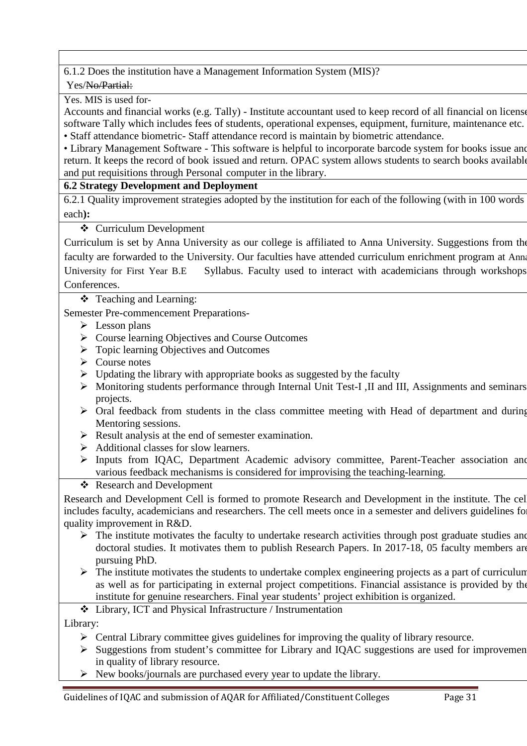6.1.2 Does the institution have a Management Information System (MIS)?

Yes/~~No/Partial:~~

Yes. MIS is used for-

Accounts and financial works (e.g. Tally) - Institute accountant used to keep record of all financial on license software Tally which includes fees of students, operational expenses, equipment, furniture, maintenance etc.

• Staff attendance biometric- Staff attendance record is maintain by biometric attendance.

• Library Management Software - This software is helpful to incorporate barcode system for books issue and return. It keeps the record of book issued and return. OPAC system allows students to search books available and put requisitions through Personal computer in the library.

**6.2 Strategy Development and Deployment**

6.2.1 Quality improvement strategies adopted by the institution for each of the following (with in 100 words each**):**

- Curriculum Development

Curriculum is set by Anna University as our college is affiliated to Anna University. Suggestions from the faculty are forwarded to the University. Our faculties have attended curriculum enrichment program at Anna University for First Year B.E Syllabus. Faculty used to interact with academicians through workshops Conferences.

- Teaching and Learning:

Semester Pre-commencement Preparations-

- Lesson plans
- Course learning Objectives and Course Outcomes
- Topic learning Objectives and Outcomes
- Course notes
- Updating the library with appropriate books as suggested by the faculty
- Monitoring students performance through Internal Unit Test-I ,II and III, Assignments and seminars projects.
- Oral feedback from students in the class committee meeting with Head of department and during Mentoring sessions.
- Result analysis at the end of semester examination.
- Additional classes for slow learners.
- Inputs from IQAC, Department Academic advisory committee, Parent-Teacher association and various feedback mechanisms is considered for improvising the teaching-learning.

- Research and Development

Research and Development Cell is formed to promote Research and Development in the institute. The cell includes faculty, academicians and researchers. The cell meets once in a semester and delivers guidelines for quality improvement in R&D.

- The institute motivates the faculty to undertake research activities through post graduate studies and doctoral studies. It motivates them to publish Research Papers. In 2017-18, 05 faculty members are pursuing PhD.
- The institute motivates the students to undertake complex engineering projects as a part of curriculum as well as for participating in external project competitions. Financial assistance is provided by the institute for genuine researchers. Final year students' project exhibition is organized.

- Library, ICT and Physical Infrastructure / Instrumentation

Library:

- Central Library committee gives guidelines for improving the quality of library resource.
- Suggestions from student's committee for Library and IQAC suggestions are used for improvement in quality of library resource.
- New books/journals are purchased every year to update the library.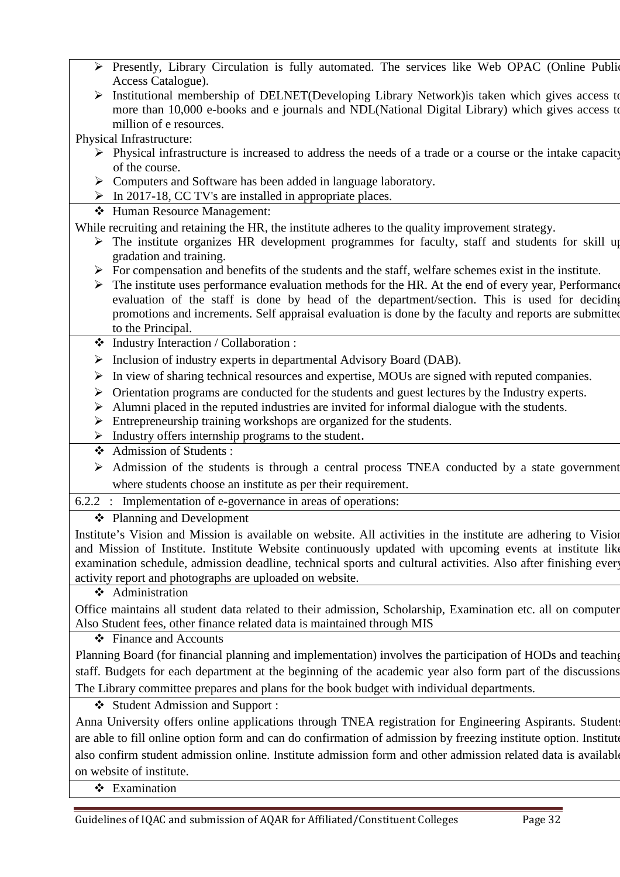- Presently, Library Circulation is fully automated. The services like Web OPAC (Online Public Access Catalogue).
- Institutional membership of DELNET(Developing Library Network)is taken which gives access to more than 10,000 e-books and e journals and NDL(National Digital Library) which gives access to million of e resources.

Physical Infrastructure:

- Physical infrastructure is increased to address the needs of a trade or a course or the intake capacity of the course.
- Computers and Software has been added in language laboratory.
- In 2017-18, CC TV's are installed in appropriate places.

❖ Human Resource Management:

While recruiting and retaining the HR, the institute adheres to the quality improvement strategy.

- The institute organizes HR development programmes for faculty, staff and students for skill up gradation and training.
- For compensation and benefits of the students and the staff, welfare schemes exist in the institute.
- The institute uses performance evaluation methods for the HR. At the end of every year, Performance evaluation of the staff is done by head of the department/section. This is used for deciding promotions and increments. Self appraisal evaluation is done by the faculty and reports are submitted to the Principal.

❖ Industry Interaction / Collaboration :

- Inclusion of industry experts in departmental Advisory Board (DAB).
- In view of sharing technical resources and expertise, MOUs are signed with reputed companies.
- Orientation programs are conducted for the students and guest lectures by the Industry experts.
- Alumni placed in the reputed industries are invited for informal dialogue with the students.
- Entrepreneurship training workshops are organized for the students.
- Industry offers internship programs to the student.

❖ Admission of Students :

- Admission of the students is through a central process TNEA conducted by a state government where students choose an institute as per their requirement.

6.2.2 : Implementation of e-governance in areas of operations:

❖ Planning and Development

Institute's Vision and Mission is available on website. All activities in the institute are adhering to Vision and Mission of Institute. Institute Website continuously updated with upcoming events at institute like examination schedule, admission deadline, technical sports and cultural activities. Also after finishing every activity report and photographs are uploaded on website.

❖ Administration

Office maintains all student data related to their admission, Scholarship, Examination etc. all on computer. Also Student fees, other finance related data is maintained through MIS

❖ Finance and Accounts

Planning Board (for financial planning and implementation) involves the participation of HODs and teaching staff. Budgets for each department at the beginning of the academic year also form part of the discussions. The Library committee prepares and plans for the book budget with individual departments.

❖ Student Admission and Support :

Anna University offers online applications through TNEA registration for Engineering Aspirants. Students are able to fill online option form and can do confirmation of admission by freezing institute option. Institute also confirm student admission online. Institute admission form and other admission related data is available on website of institute.

❖ Examination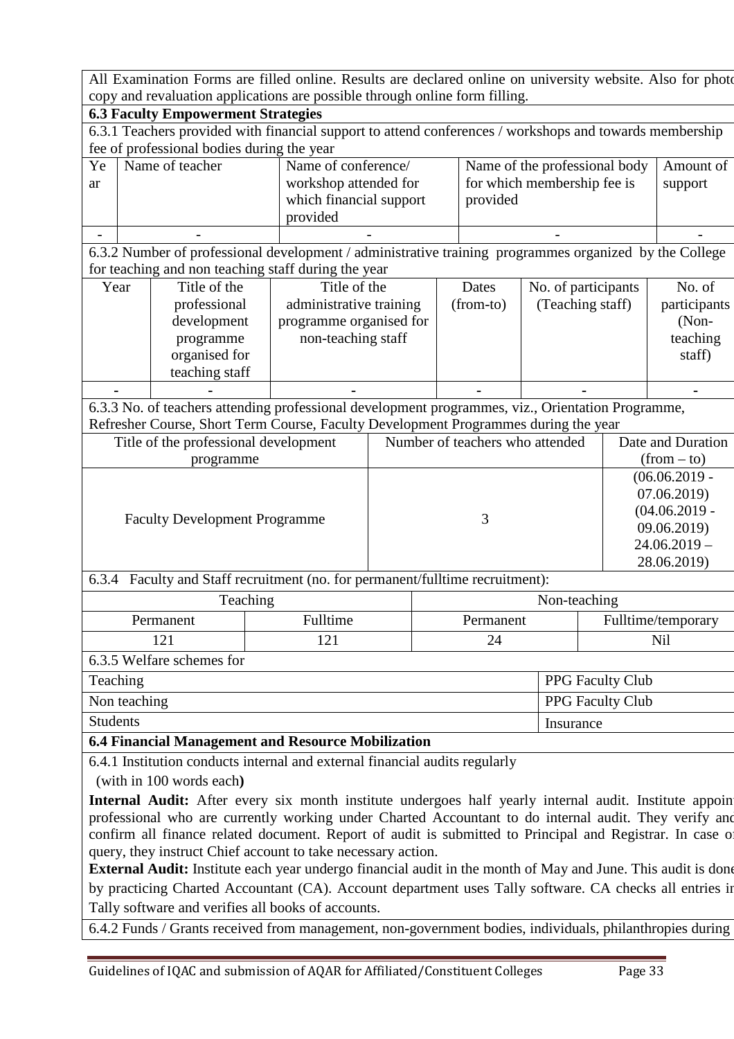All Examination Forms are filled online. Results are declared online on university website. Also for photo copy and revaluation applications are possible through online form filling.

**6.3 Faculty Empowerment Strategies**

6.3.1 Teachers provided with financial support to attend conferences / workshops and towards membership fee of professional bodies during the year

| Year | Name of teacher | Name of conference/ workshop attended for which financial support provided | Name of the professional body for which membership fee is provided | Amount of support |
|---|---|---|---|---|
| - | - | - | - | - |

6.3.2 Number of professional development / administrative training programmes organized by the College for teaching and non teaching staff during the year

| Year | Title of the professional development programme organised for teaching staff | Title of the administrative training programme organised for non-teaching staff | Dates (from-to) | No. of participants (Teaching staff) | No. of participants (Non-teaching staff) |
|---|---|---|---|---|---|
| - | - | - | - | - | - |

6.3.3 No. of teachers attending professional development programmes, viz., Orientation Programme, Refresher Course, Short Term Course, Faculty Development Programmes during the year

| Title of the professional development programme | Number of teachers who attended | Date and Duration (from – to) |
|---|---|---|
| Faculty Development Programme | 3 | (06.06.2019 - 07.06.2019) (04.06.2019 - 09.06.2019) 24.06.2019 – 28.06.2019) |

6.3.4 Faculty and Staff recruitment (no. for permanent/fulltime recruitment):

| Teaching | | Non-teaching | |
|---|---|---|---|
| Permanent | Fulltime | Permanent | Fulltime/temporary |
| 121 | 121 | 24 | Nil |

6.3.5 Welfare schemes for

| | |
|---|---|
| Teaching | PPG Faculty Club |
| Non teaching | PPG Faculty Club |
| Students | Insurance |

**6.4 Financial Management and Resource Mobilization**

6.4.1 Institution conducts internal and external financial audits regularly (with in 100 words each**)**

**Internal Audit:** After every six month institute undergoes half yearly internal audit. Institute appoint professional who are currently working under Charted Accountant to do internal audit. They verify and confirm all finance related document. Report of audit is submitted to Principal and Registrar. In case of query, they instruct Chief account to take necessary action.

**External Audit:** Institute each year undergo financial audit in the month of May and June. This audit is done by practicing Charted Accountant (CA). Account department uses Tally software. CA checks all entries in Tally software and verifies all books of accounts.

6.4.2 Funds / Grants received from management, non-government bodies, individuals, philanthropies during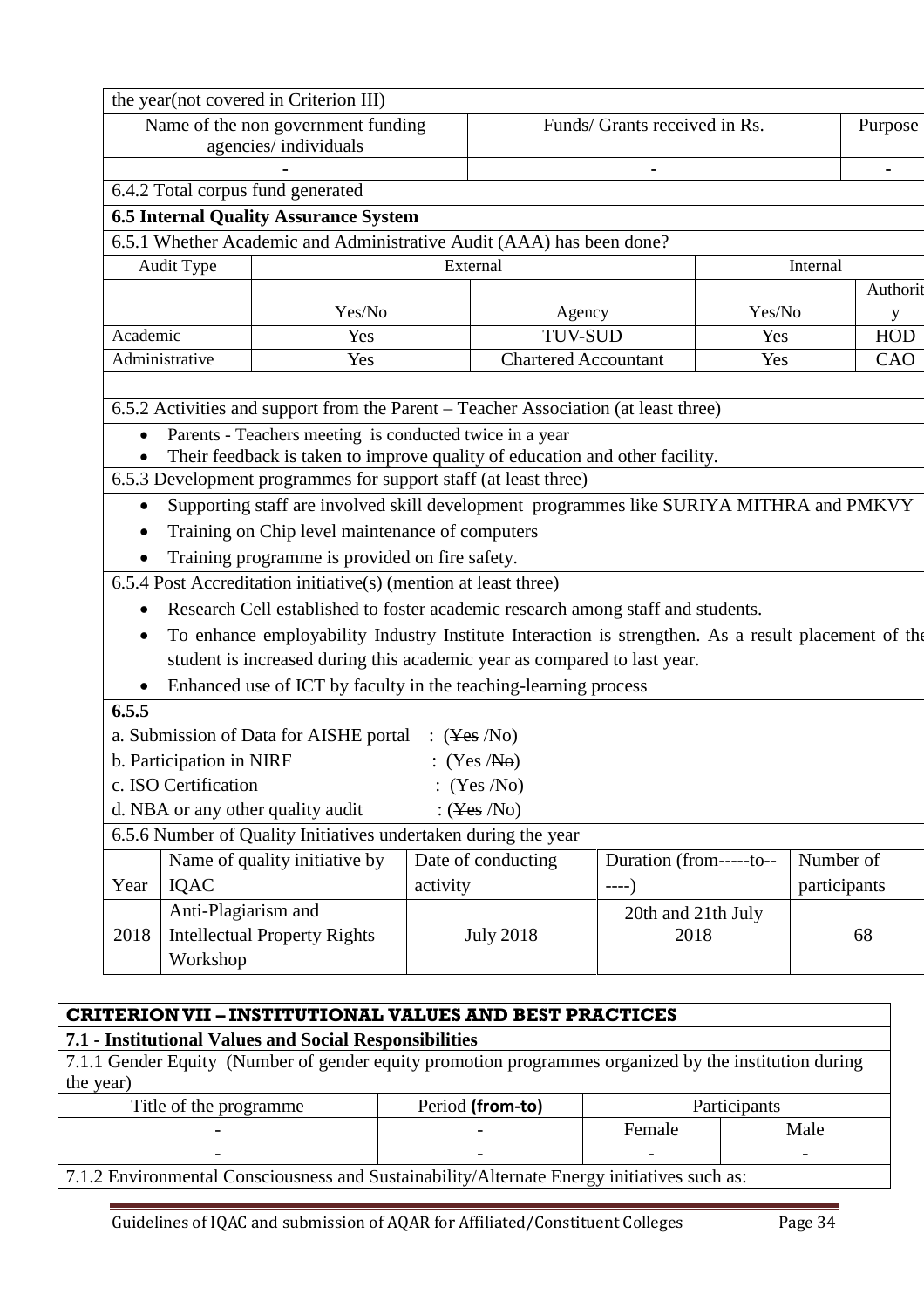the year(not covered in Criterion III)

| Name of the non government funding agencies/ individuals | Funds/ Grants received in Rs. | Purpose |
|---|---|---|
| - | - | - |

6.4.2 Total corpus fund generated

**6.5 Internal Quality Assurance System**

6.5.1 Whether Academic and Administrative Audit (AAA) has been done?

| Audit Type | External | | Internal | |
|---|---|---|---|---|
| | Yes/No | Agency | Yes/No | Authority |
| Academic | Yes | TUV-SUD | Yes | HOD |
| Administrative | Yes | Chartered Accountant | Yes | CAO |

6.5.2 Activities and support from the Parent – Teacher Association (at least three)

- Parents - Teachers meeting is conducted twice in a year
- Their feedback is taken to improve quality of education and other facility.

6.5.3 Development programmes for support staff (at least three)

- Supporting staff are involved skill development programmes like SURIYA MITHRA and PMKVY
- Training on Chip level maintenance of computers
- Training programme is provided on fire safety.

6.5.4 Post Accreditation initiative(s) (mention at least three)

- Research Cell established to foster academic research among staff and students.
- To enhance employability Industry Institute Interaction is strengthen. As a result placement of the student is increased during this academic year as compared to last year.
- Enhanced use of ICT by faculty in the teaching-learning process

**6.5.5**

a. Submission of Data for AISHE portal : (~~Yes~~ /No)

b. Participation in NIRF : (Yes /~~No~~)

c. ISO Certification : (Yes /~~No~~)

d. NBA or any other quality audit : (~~Yes~~ /No)

6.5.6 Number of Quality Initiatives undertaken during the year

| Year | Name of quality initiative by IQAC | Date of conducting activity | Duration (from-----to------) | Number of participants |
|---|---|---|---|---|
| 2018 | Anti-Plagiarism and Intellectual Property Rights Workshop | July 2018 | 20th and 21th July 2018 | 68 |

**CRITERION VII – INSTITUTIONAL VALUES AND BEST PRACTICES**

**7.1 - Institutional Values and Social Responsibilities**

7.1.1 Gender Equity (Number of gender equity promotion programmes organized by the institution during the year)

| Title of the programme | Period **(from-to)** | Participants | |
|---|---|---|---|
| - | - | Female | Male |
| - | - | - | - |

7.1.2 Environmental Consciousness and Sustainability/Alternate Energy initiatives such as: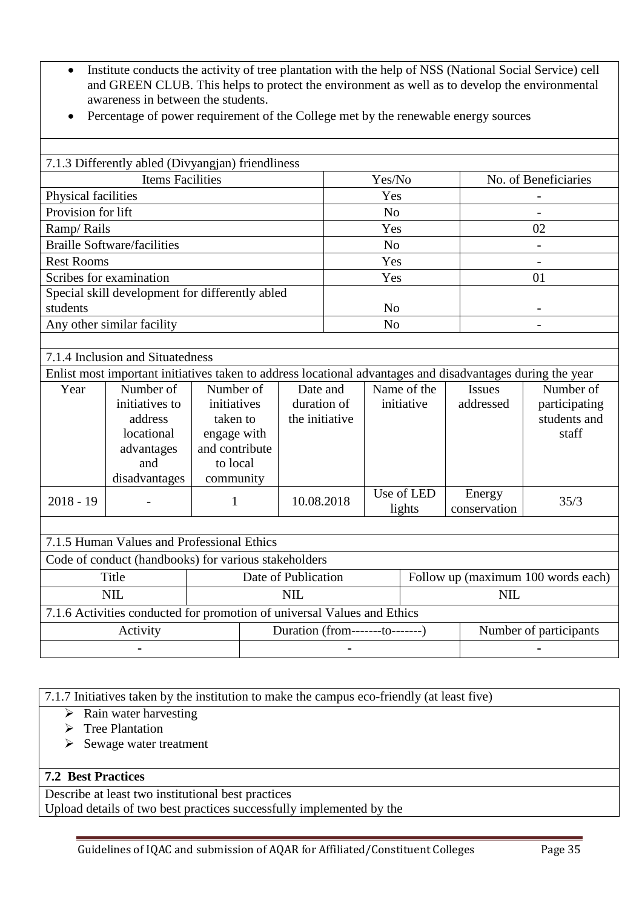- Institute conducts the activity of tree plantation with the help of NSS (National Social Service) cell and GREEN CLUB. This helps to protect the environment as well as to develop the environmental awareness in between the students.
- Percentage of power requirement of the College met by the renewable energy sources

7.1.3 Differently abled (Divyangjan) friendliness

| Items Facilities | Yes/No | No. of Beneficiaries |
|---|---|---|
| Physical facilities | Yes | - |
| Provision for lift | No | - |
| Ramp/ Rails | Yes | 02 |
| Braille Software/facilities | No | - |
| Rest Rooms | Yes | - |
| Scribes for examination | Yes | 01 |
| Special skill development for differently abled students | No | - |
| Any other similar facility | No | - |

7.1.4 Inclusion and Situatedness

Enlist most important initiatives taken to address locational advantages and disadvantages during the year

| Year | Number of initiatives to address locational advantages and disadvantages | Number of initiatives taken to engage with and contribute to local community | Date and duration of the initiative | Name of the initiative | Issues addressed | Number of participating students and staff |
|---|---|---|---|---|---|---|
| 2018 - 19 | - | 1 | 10.08.2018 | Use of LED lights | Energy conservation | 35/3 |

7.1.5 Human Values and Professional Ethics

Code of conduct (handbooks) for various stakeholders

| Title | Date of Publication | Follow up (maximum 100 words each) |
|---|---|---|
| NIL | NIL | NIL |

7.1.6 Activities conducted for promotion of universal Values and Ethics

| Activity | Duration (from-------to-------) | Number of participants |
|---|---|---|
| - | - | - |

7.1.7 Initiatives taken by the institution to make the campus eco-friendly (at least five)

- Rain water harvesting
- Tree Plantation
- Sewage water treatment

**7.2 Best Practices**

Describe at least two institutional best practices

Upload details of two best practices successfully implemented by the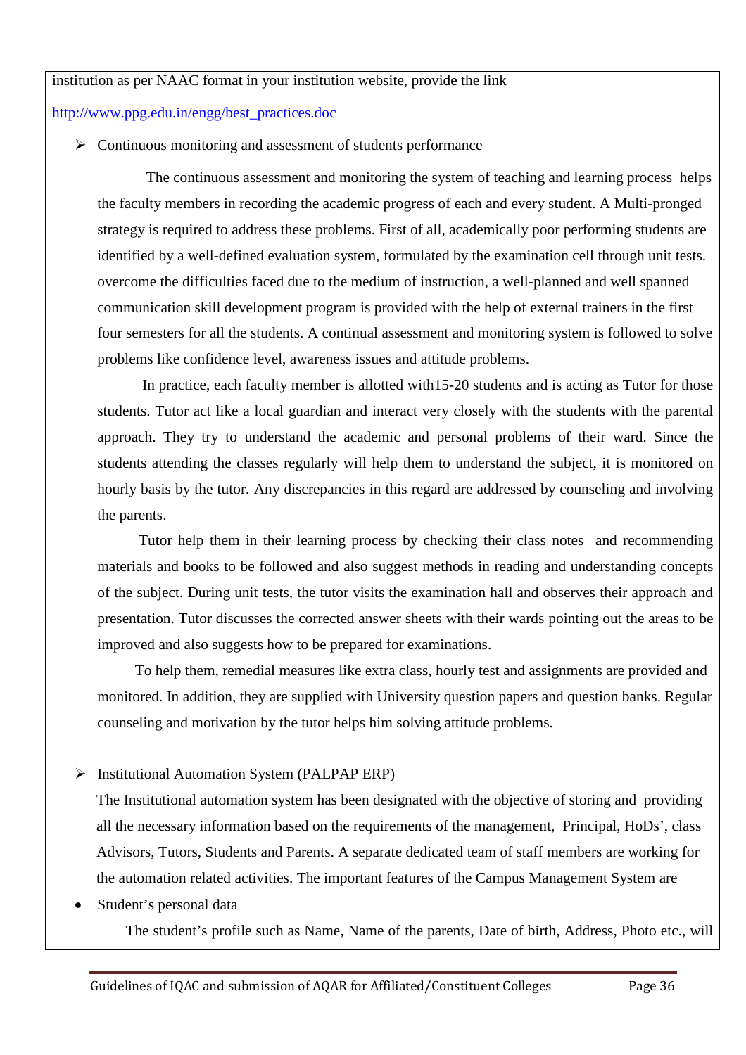institution as per NAAC format in your institution website, provide the link

http://www.ppg.edu.in/engg/best_practices.doc

- Continuous monitoring and assessment of students performance

  The continuous assessment and monitoring the system of teaching and learning process helps the faculty members in recording the academic progress of each and every student. A Multi-pronged strategy is required to address these problems. First of all, academically poor performing students are identified by a well-defined evaluation system, formulated by the examination cell through unit tests. overcome the difficulties faced due to the medium of instruction, a well-planned and well spanned communication skill development program is provided with the help of external trainers in the first four semesters for all the students. A continual assessment and monitoring system is followed to solve problems like confidence level, awareness issues and attitude problems.

  In practice, each faculty member is allotted with15-20 students and is acting as Tutor for those students. Tutor act like a local guardian and interact very closely with the students with the parental approach. They try to understand the academic and personal problems of their ward. Since the students attending the classes regularly will help them to understand the subject, it is monitored on hourly basis by the tutor. Any discrepancies in this regard are addressed by counseling and involving the parents.

  Tutor help them in their learning process by checking their class notes and recommending materials and books to be followed and also suggest methods in reading and understanding concepts of the subject. During unit tests, the tutor visits the examination hall and observes their approach and presentation. Tutor discusses the corrected answer sheets with their wards pointing out the areas to be improved and also suggests how to be prepared for examinations.

  To help them, remedial measures like extra class, hourly test and assignments are provided and monitored. In addition, they are supplied with University question papers and question banks. Regular counseling and motivation by the tutor helps him solving attitude problems.

- Institutional Automation System (PALPAP ERP)

  The Institutional automation system has been designated with the objective of storing and providing all the necessary information based on the requirements of the management, Principal, HoDs', class Advisors, Tutors, Students and Parents. A separate dedicated team of staff members are working for the automation related activities. The important features of the Campus Management System are

- Student's personal data

  The student's profile such as Name, Name of the parents, Date of birth, Address, Photo etc., will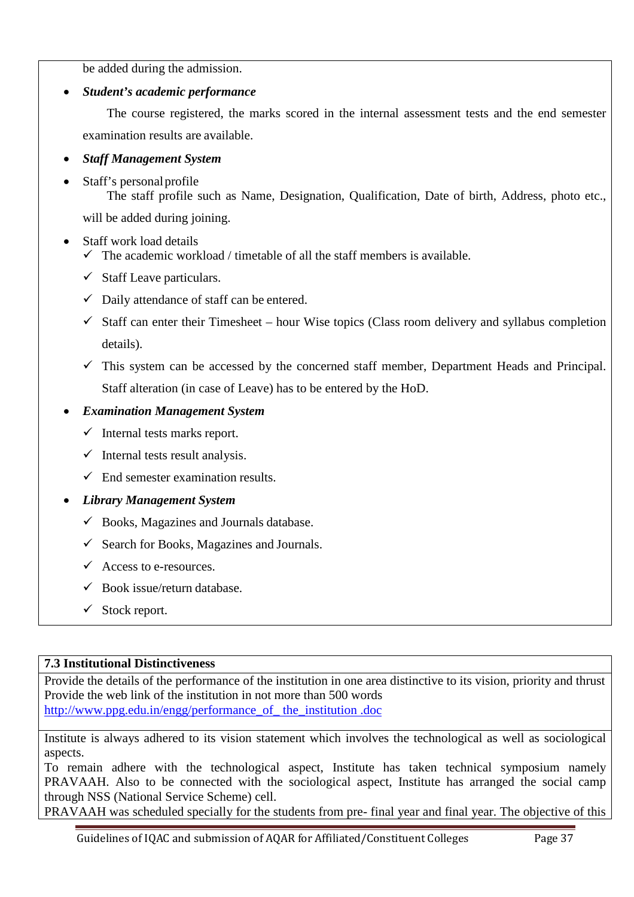be added during the admission.

- ***Student's academic performance***

  The course registered, the marks scored in the internal assessment tests and the end semester examination results are available.

- ***Staff Management System***

- Staff's personal profile

  The staff profile such as Name, Designation, Qualification, Date of birth, Address, photo etc., will be added during joining.

- Staff work load details
  - ✓ The academic workload / timetable of all the staff members is available.
  - ✓ Staff Leave particulars.
  - ✓ Daily attendance of staff can be entered.
  - ✓ Staff can enter their Timesheet – hour Wise topics (Class room delivery and syllabus completion details).
  - ✓ This system can be accessed by the concerned staff member, Department Heads and Principal. Staff alteration (in case of Leave) has to be entered by the HoD.

- ***Examination Management System***
  - ✓ Internal tests marks report.
  - ✓ Internal tests result analysis.
  - ✓ End semester examination results.

- ***Library Management System***
  - ✓ Books, Magazines and Journals database.
  - ✓ Search for Books, Magazines and Journals.
  - ✓ Access to e-resources.
  - ✓ Book issue/return database.
  - ✓ Stock report.

**7.3 Institutional Distinctiveness**

Provide the details of the performance of the institution in one area distinctive to its vision, priority and thrust Provide the web link of the institution in not more than 500 words
[http://www.ppg.edu.in/engg/performance_of_ the_institution .doc](http://www.ppg.edu.in/engg/performance_of_the_institution.doc)

Institute is always adhered to its vision statement which involves the technological as well as sociological aspects.

To remain adhere with the technological aspect, Institute has taken technical symposium namely PRAVAAH. Also to be connected with the sociological aspect, Institute has arranged the social camp through NSS (National Service Scheme) cell.

PRAVAAH was scheduled specially for the students from pre- final year and final year. The objective of this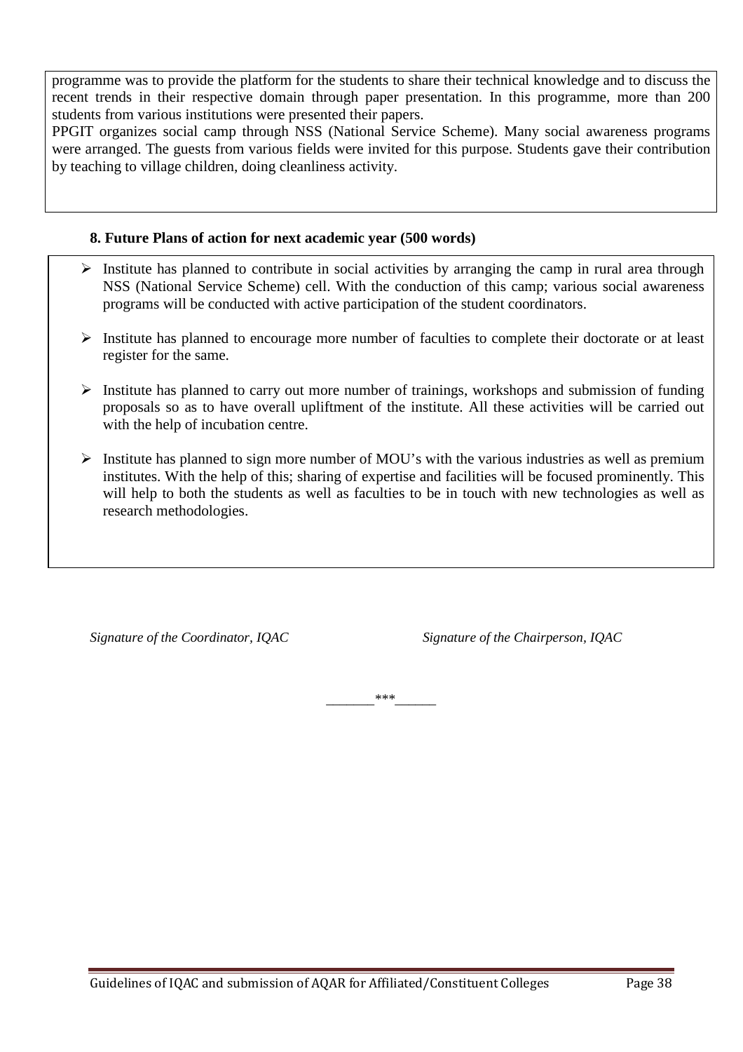programme was to provide the platform for the students to share their technical knowledge and to discuss the recent trends in their respective domain through paper presentation. In this programme, more than 200 students from various institutions were presented their papers.

PPGIT organizes social camp through NSS (National Service Scheme). Many social awareness programs were arranged. The guests from various fields were invited for this purpose. Students gave their contribution by teaching to village children, doing cleanliness activity.

**8. Future Plans of action for next academic year (500 words)**

- Institute has planned to contribute in social activities by arranging the camp in rural area through NSS (National Service Scheme) cell. With the conduction of this camp; various social awareness programs will be conducted with active participation of the student coordinators.

- Institute has planned to encourage more number of faculties to complete their doctorate or at least register for the same.

- Institute has planned to carry out more number of trainings, workshops and submission of funding proposals so as to have overall upliftment of the institute. All these activities will be carried out with the help of incubation centre.

- Institute has planned to sign more number of MOU's with the various industries as well as premium institutes. With the help of this; sharing of expertise and facilities will be focused prominently. This will help to both the students as well as faculties to be in touch with new technologies as well as research methodologies.

*Signature of the Coordinator, IQAC*

*Signature of the Chairperson, IQAC*

_______***______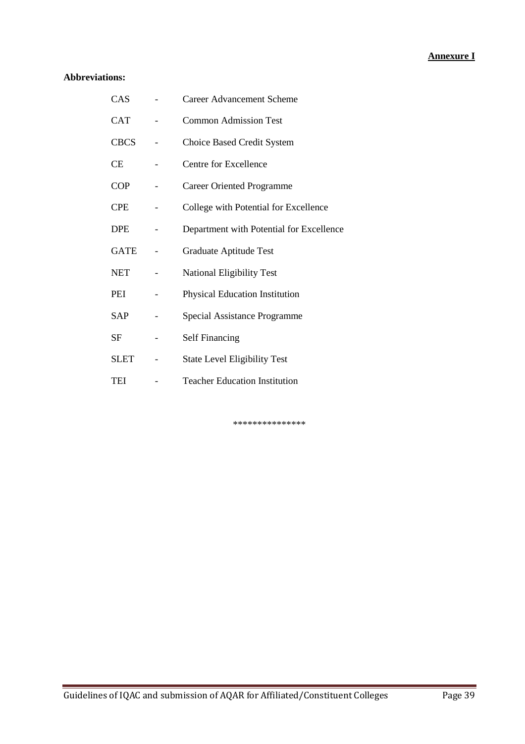**Annexure I**

**Abbreviations:**

| | | |
|---|---|---|
| CAS | - | Career Advancement Scheme |
| CAT | - | Common Admission Test |
| CBCS | - | Choice Based Credit System |
| CE | - | Centre for Excellence |
| COP | - | Career Oriented Programme |
| CPE | - | College with Potential for Excellence |
| DPE | - | Department with Potential for Excellence |
| GATE | - | Graduate Aptitude Test |
| NET | - | National Eligibility Test |
| PEI | - | Physical Education Institution |
| SAP | - | Special Assistance Programme |
| SF | - | Self Financing |
| SLET | - | State Level Eligibility Test |
| TEI | - | Teacher Education Institution |

***************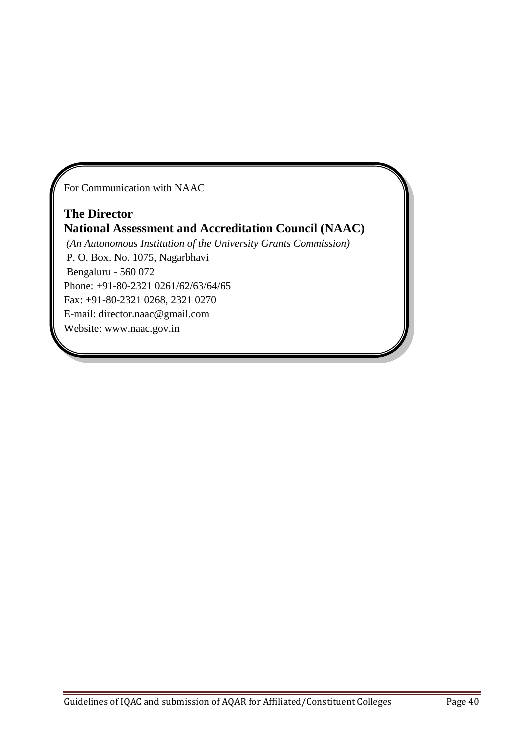For Communication with NAAC

**The Director**
**National Assessment and Accreditation Council (NAAC)**

*(An Autonomous Institution of the University Grants Commission)*

P. O. Box. No. 1075, Nagarbhavi

Bengaluru - 560 072

Phone: +91-80-2321 0261/62/63/64/65

Fax: +91-80-2321 0268, 2321 0270

E-mail: director.naac@gmail.com

Website: www.naac.gov.in